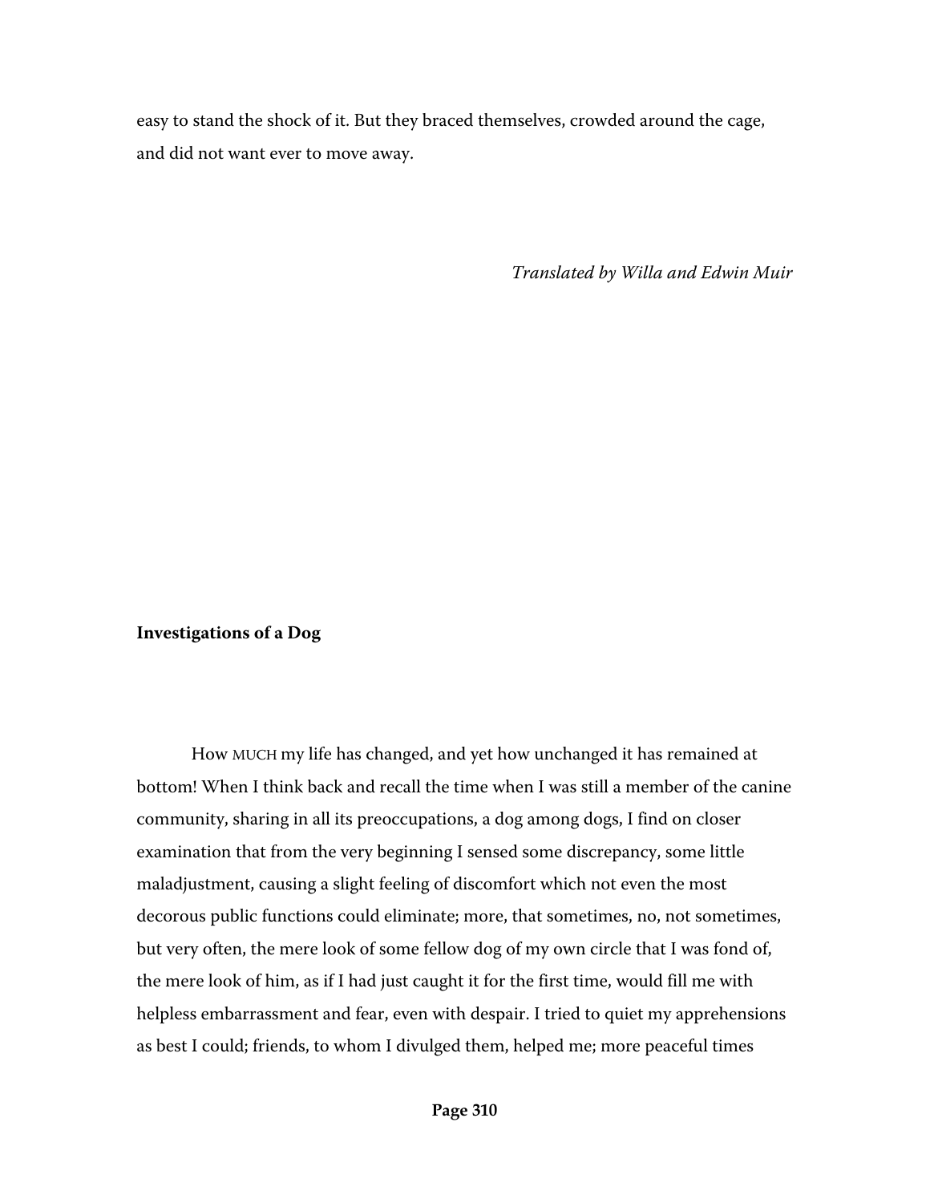easy to stand the shock of it. But they braced themselves, crowded around the cage, and did not want ever to move away.

*Translated by Willa and Edwin Muir*

## Investigations of a Dog

How MUCH my life has changed, and yet how unchanged it has remained at bottom! When I think back and recall the time when I was still a member of the canine community, sharing in all its preoccupations, a dog among dogs, I find on closer examination that from the very beginning I sensed some discrepancy, some little maladjustment, causing a slight feeling of discomfort which not even the most decorous public functions could eliminate; more, that sometimes, no, not sometimes, but very often, the mere look of some fellow dog of my own circle that I was fond of, the mere look of him, as if I had just caught it for the first time, would fill me with helpless embarrassment and fear, even with despair. I tried to quiet my apprehensions as best I could; friends, to whom I divulged them, helped me; more peaceful times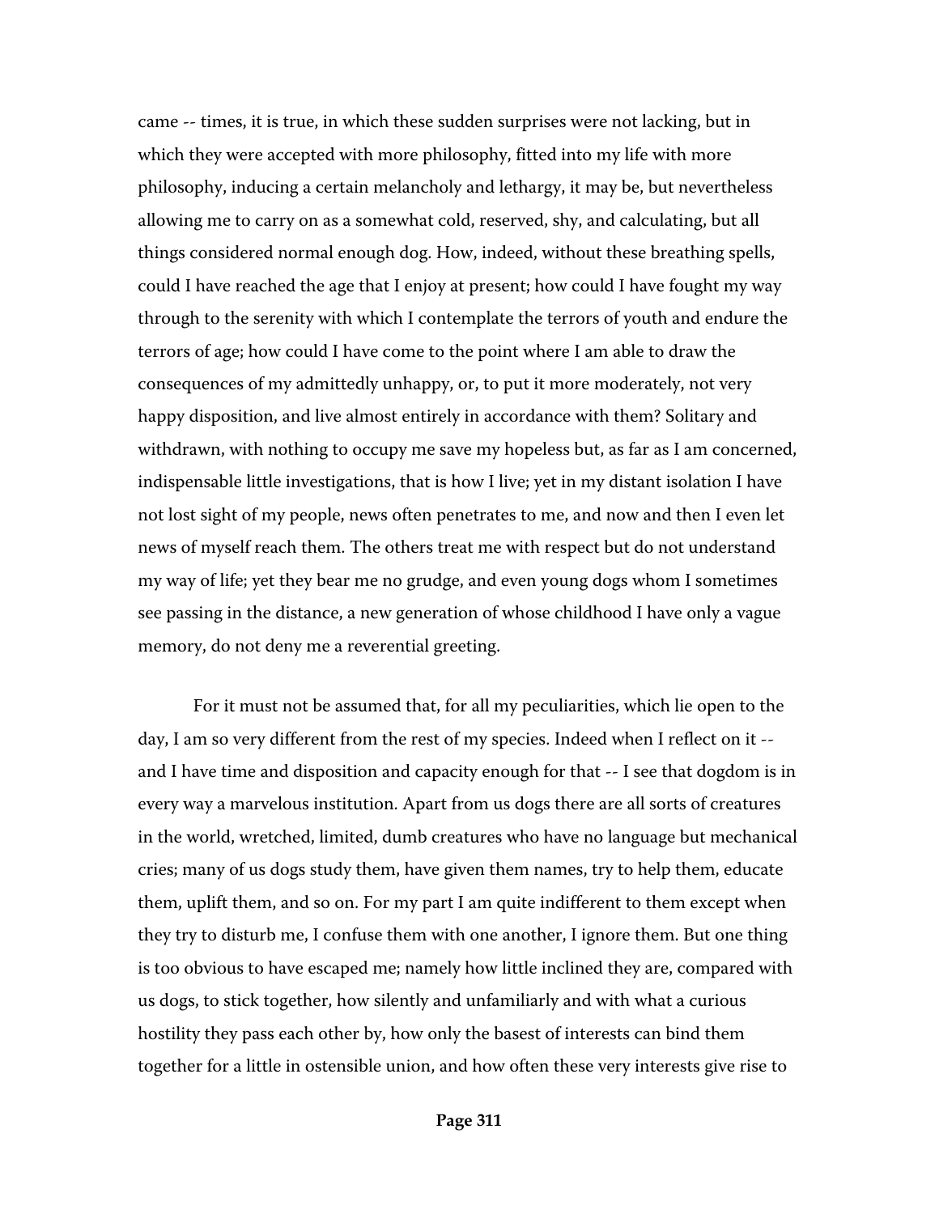came -- times, it is true, in which these sudden surprises were not lacking, but in which they were accepted with more philosophy, fitted into my life with more philosophy, inducing a certain melancholy and lethargy, it may be, but nevertheless allowing me to carry on as a somewhat cold, reserved, shy, and calculating, but all things considered normal enough dog. How, indeed, without these breathing spells, could I have reached the age that I enjoy at present; how could I have fought my way through to the serenity with which I contemplate the terrors of youth and endure the terrors of age; how could I have come to the point where I am able to draw the consequences of my admittedly unhappy, or, to put it more moderately, not very happy disposition, and live almost entirely in accordance with them? Solitary and withdrawn, with nothing to occupy me save my hopeless but, as far as I am concerned, indispensable little investigations, that is how I live; yet in my distant isolation I have not lost sight of my people, news often penetrates to me, and now and then I even let news of myself reach them. The others treat me with respect but do not understand my way of life; yet they bear me no grudge, and even young dogs whom I sometimes see passing in the distance, a new generation of whose childhood I have only a vague memory, do not deny me a reverential greeting.

For it must not be assumed that, for all my peculiarities, which lie open to the day, I am so very different from the rest of my species. Indeed when I reflect on it -- and I have time and disposition and capacity enough for that -- I see that dogdom is in every way a marvelous institution. Apart from us dogs there are all sorts of creatures in the world, wretched, limited, dumb creatures who have no language but mechanical cries; many of us dogs study them, have given them names, try to help them, educate them, uplift them, and so on. For my part I am quite indifferent to them except when they try to disturb me, I confuse them with one another, I ignore them. But one thing is too obvious to have escaped me; namely how little inclined they are, compared with us dogs, to stick together, how silently and unfamiliarly and with what a curious hostility they pass each other by, how only the basest of interests can bind them together for a little in ostensible union, and how often these very interests give rise to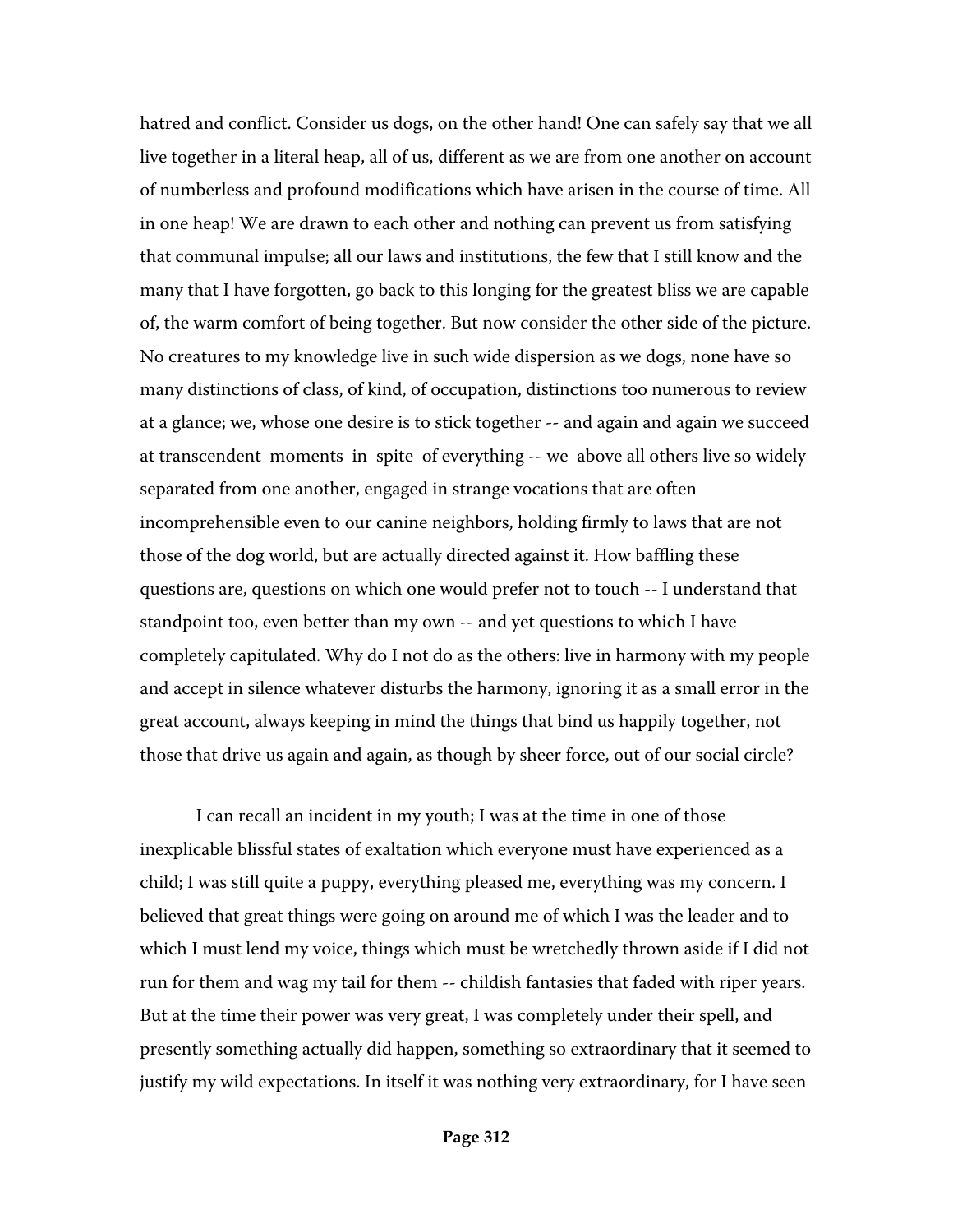hatred and conflict. Consider us dogs, on the other hand! One can safely say that we all live together in a literal heap, all of us, different as we are from one another on account of numberless and profound modifications which have arisen in the course of time. All in one heap! We are drawn to each other and nothing can prevent us from satisfying that communal impulse; all our laws and institutions, the few that I still know and the many that I have forgotten, go back to this longing for the greatest bliss we are capable of, the warm comfort of being together. But now consider the other side of the picture. No creatures to my knowledge live in such wide dispersion as we dogs, none have so many distinctions of class, of kind, of occupation, distinctions too numerous to review at a glance; we, whose one desire is to stick together -- and again and again we succeed at transcendent moments in spite of everything -- we above all others live so widely separated from one another, engaged in strange vocations that are often incomprehensible even to our canine neighbors, holding firmly to laws that are not those of the dog world, but are actually directed against it. How baffling these questions are, questions on which one would prefer not to touch -- I understand that standpoint too, even better than my own -- and yet questions to which I have completely capitulated. Why do I not do as the others: live in harmony with my people and accept in silence whatever disturbs the harmony, ignoring it as a small error in the great account, always keeping in mind the things that bind us happily together, not those that drive us again and again, as though by sheer force, out of our social circle?

I can recall an incident in my youth; I was at the time in one of those inexplicable blissful states of exaltation which everyone must have experienced as a child; I was still quite a puppy, everything pleased me, everything was my concern. I believed that great things were going on around me of which I was the leader and to which I must lend my voice, things which must be wretchedly thrown aside if I did not run for them and wag my tail for them -- childish fantasies that faded with riper years. But at the time their power was very great, I was completely under their spell, and presently something actually did happen, something so extraordinary that it seemed to justify my wild expectations. In itself it was nothing very extraordinary, for I have seen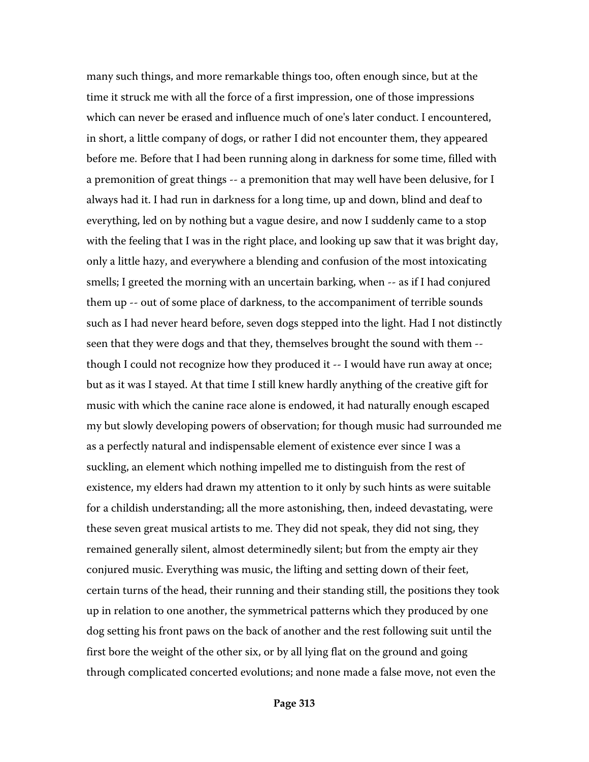many such things, and more remarkable things too, often enough since, but at the time it struck me with all the force of a first impression, one of those impressions which can never be erased and influence much of one's later conduct. I encountered, in short, a little company of dogs, or rather I did not encounter them, they appeared before me. Before that I had been running along in darkness for some time, filled with a premonition of great things -- a premonition that may well have been delusive, for I always had it. I had run in darkness for a long time, up and down, blind and deaf to everything, led on by nothing but a vague desire, and now I suddenly came to a stop with the feeling that I was in the right place, and looking up saw that it was bright day, only a little hazy, and everywhere a blending and confusion of the most intoxicating smells; I greeted the morning with an uncertain barking, when -- as if I had conjured them up -- out of some place of darkness, to the accompaniment of terrible sounds such as I had never heard before, seven dogs stepped into the light. Had I not distinctly seen that they were dogs and that they, themselves brought the sound with them -- though I could not recognize how they produced it -- I would have run away at once; but as it was I stayed. At that time I still knew hardly anything of the creative gift for music with which the canine race alone is endowed, it had naturally enough escaped my but slowly developing powers of observation; for though music had surrounded me as a perfectly natural and indispensable element of existence ever since I was a suckling, an element which nothing impelled me to distinguish from the rest of existence, my elders had drawn my attention to it only by such hints as were suitable for a childish understanding; all the more astonishing, then, indeed devastating, were these seven great musical artists to me. They did not speak, they did not sing, they remained generally silent, almost determinedly silent; but from the empty air they conjured music. Everything was music, the lifting and setting down of their feet, certain turns of the head, their running and their standing still, the positions they took up in relation to one another, the symmetrical patterns which they produced by one dog setting his front paws on the back of another and the rest following suit until the first bore the weight of the other six, or by all lying flat on the ground and going through complicated concerted evolutions; and none made a false move, not even the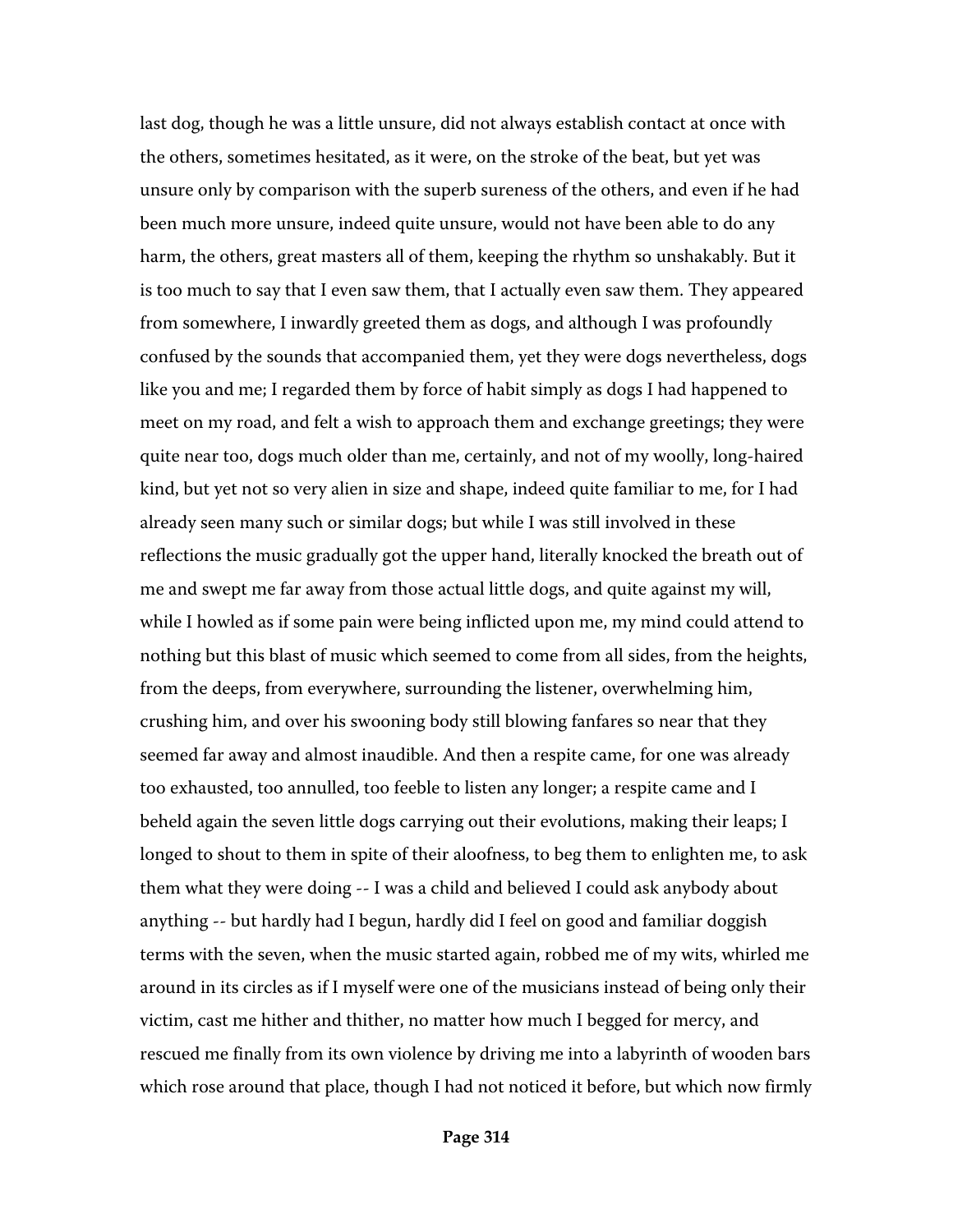last dog, though he was a little unsure, did not always establish contact at once with the others, sometimes hesitated, as it were, on the stroke of the beat, but yet was unsure only by comparison with the superb sureness of the others, and even if he had been much more unsure, indeed quite unsure, would not have been able to do any harm, the others, great masters all of them, keeping the rhythm so unshakably. But it is too much to say that I even saw them, that I actually even saw them. They appeared from somewhere, I inwardly greeted them as dogs, and although I was profoundly confused by the sounds that accompanied them, yet they were dogs nevertheless, dogs like you and me; I regarded them by force of habit simply as dogs I had happened to meet on my road, and felt a wish to approach them and exchange greetings; they were quite near too, dogs much older than me, certainly, and not of my woolly, long-haired kind, but yet not so very alien in size and shape, indeed quite familiar to me, for I had already seen many such or similar dogs; but while I was still involved in these reflections the music gradually got the upper hand, literally knocked the breath out of me and swept me far away from those actual little dogs, and quite against my will, while I howled as if some pain were being inflicted upon me, my mind could attend to nothing but this blast of music which seemed to come from all sides, from the heights, from the deeps, from everywhere, surrounding the listener, overwhelming him, crushing him, and over his swooning body still blowing fanfares so near that they seemed far away and almost inaudible. And then a respite came, for one was already too exhausted, too annulled, too feeble to listen any longer; a respite came and I beheld again the seven little dogs carrying out their evolutions, making their leaps; I longed to shout to them in spite of their aloofness, to beg them to enlighten me, to ask them what they were doing -- I was a child and believed I could ask anybody about anything -- but hardly had I begun, hardly did I feel on good and familiar doggish terms with the seven, when the music started again, robbed me of my wits, whirled me around in its circles as if I myself were one of the musicians instead of being only their victim, cast me hither and thither, no matter how much I begged for mercy, and rescued me finally from its own violence by driving me into a labyrinth of wooden bars which rose around that place, though I had not noticed it before, but which now firmly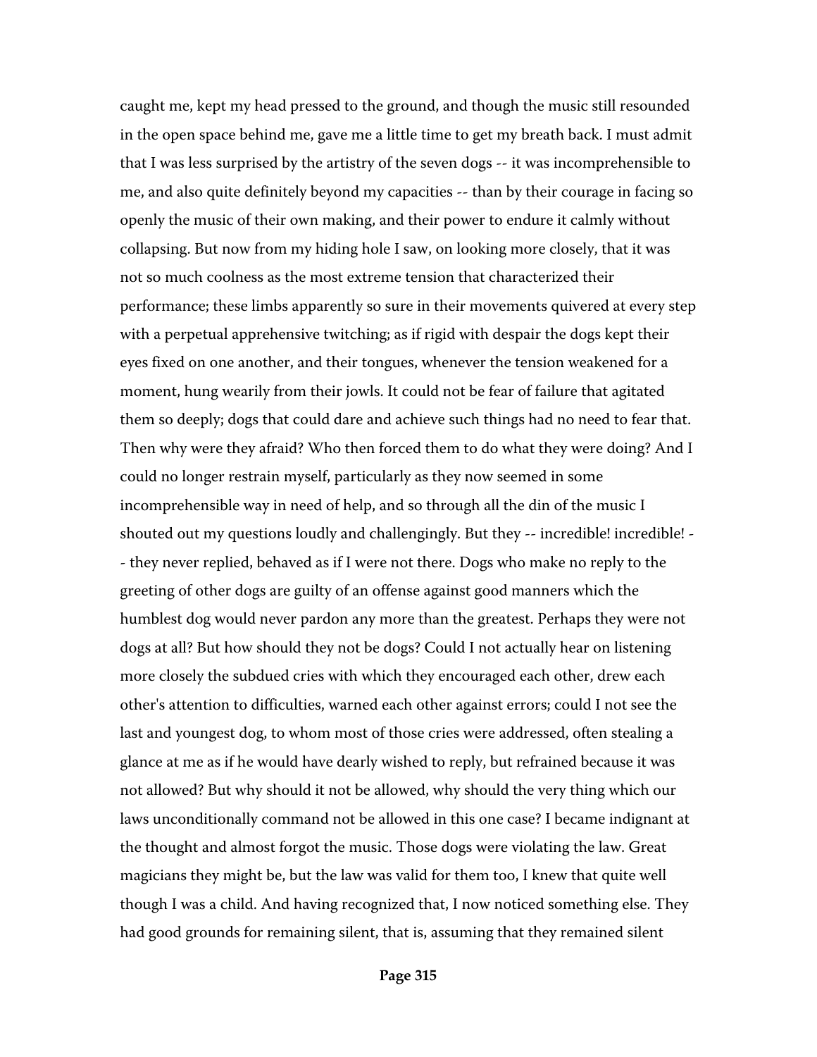caught me, kept my head pressed to the ground, and though the music still resounded in the open space behind me, gave me a little time to get my breath back. I must admit that I was less surprised by the artistry of the seven dogs -- it was incomprehensible to me, and also quite definitely beyond my capacities -- than by their courage in facing so openly the music of their own making, and their power to endure it calmly without collapsing. But now from my hiding hole I saw, on looking more closely, that it was not so much coolness as the most extreme tension that characterized their performance; these limbs apparently so sure in their movements quivered at every step with a perpetual apprehensive twitching; as if rigid with despair the dogs kept their eyes fixed on one another, and their tongues, whenever the tension weakened for a moment, hung wearily from their jowls. It could not be fear of failure that agitated them so deeply; dogs that could dare and achieve such things had no need to fear that. Then why were they afraid? Who then forced them to do what they were doing? And I could no longer restrain myself, particularly as they now seemed in some incomprehensible way in need of help, and so through all the din of the music I shouted out my questions loudly and challengingly. But they -- incredible! incredible! -- they never replied, behaved as if I were not there. Dogs who make no reply to the greeting of other dogs are guilty of an offense against good manners which the humblest dog would never pardon any more than the greatest. Perhaps they were not dogs at all? But how should they not be dogs? Could I not actually hear on listening more closely the subdued cries with which they encouraged each other, drew each other's attention to difficulties, warned each other against errors; could I not see the last and youngest dog, to whom most of those cries were addressed, often stealing a glance at me as if he would have dearly wished to reply, but refrained because it was not allowed? But why should it not be allowed, why should the very thing which our laws unconditionally command not be allowed in this one case? I became indignant at the thought and almost forgot the music. Those dogs were violating the law. Great magicians they might be, but the law was valid for them too, I knew that quite well though I was a child. And having recognized that, I now noticed something else. They had good grounds for remaining silent, that is, assuming that they remained silent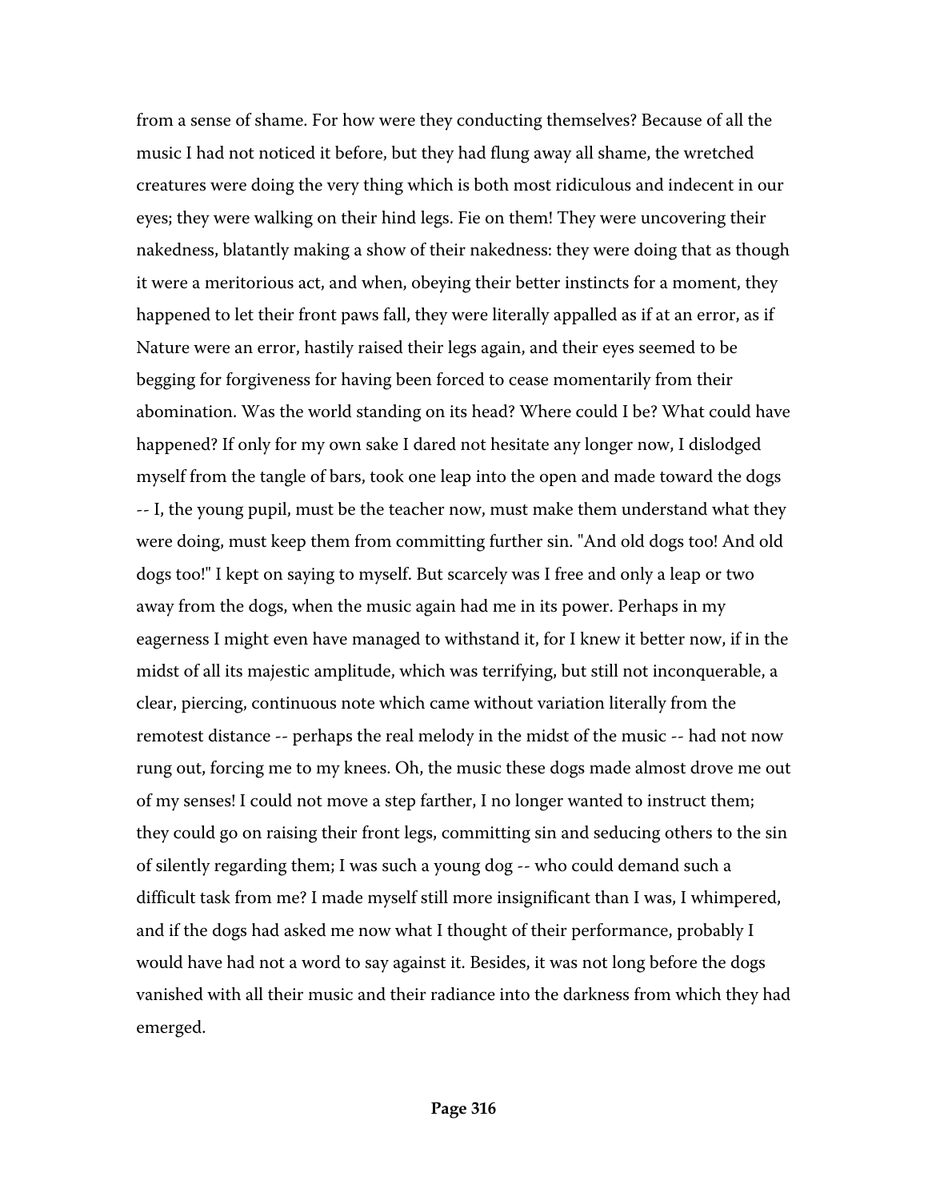from a sense of shame. For how were they conducting themselves? Because of all the music I had not noticed it before, but they had flung away all shame, the wretched creatures were doing the very thing which is both most ridiculous and indecent in our eyes; they were walking on their hind legs. Fie on them! They were uncovering their nakedness, blatantly making a show of their nakedness: they were doing that as though it were a meritorious act, and when, obeying their better instincts for a moment, they happened to let their front paws fall, they were literally appalled as if at an error, as if Nature were an error, hastily raised their legs again, and their eyes seemed to be begging for forgiveness for having been forced to cease momentarily from their abomination. Was the world standing on its head? Where could I be? What could have happened? If only for my own sake I dared not hesitate any longer now, I dislodged myself from the tangle of bars, took one leap into the open and made toward the dogs -- I, the young pupil, must be the teacher now, must make them understand what they were doing, must keep them from committing further sin. "And old dogs too! And old dogs too!" I kept on saying to myself. But scarcely was I free and only a leap or two away from the dogs, when the music again had me in its power. Perhaps in my eagerness I might even have managed to withstand it, for I knew it better now, if in the midst of all its majestic amplitude, which was terrifying, but still not inconquerable, a clear, piercing, continuous note which came without variation literally from the remotest distance -- perhaps the real melody in the midst of the music -- had not now rung out, forcing me to my knees. Oh, the music these dogs made almost drove me out of my senses! I could not move a step farther, I no longer wanted to instruct them; they could go on raising their front legs, committing sin and seducing others to the sin of silently regarding them; I was such a young dog -- who could demand such a difficult task from me? I made myself still more insignificant than I was, I whimpered, and if the dogs had asked me now what I thought of their performance, probably I would have had not a word to say against it. Besides, it was not long before the dogs vanished with all their music and their radiance into the darkness from which they had emerged.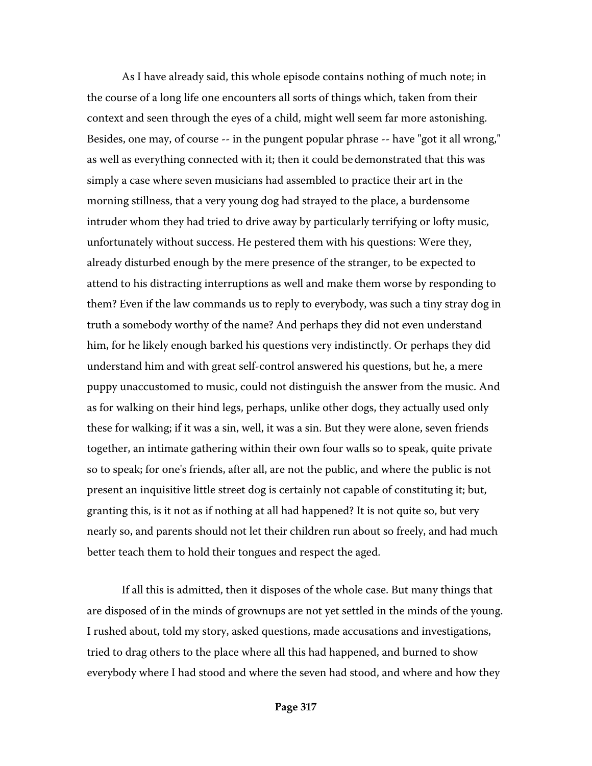As I have already said, this whole episode contains nothing of much note; in the course of a long life one encounters all sorts of things which, taken from their context and seen through the eyes of a child, might well seem far more astonishing. Besides, one may, of course -- in the pungent popular phrase -- have "got it all wrong," as well as everything connected with it; then it could be demonstrated that this was simply a case where seven musicians had assembled to practice their art in the morning stillness, that a very young dog had strayed to the place, a burdensome intruder whom they had tried to drive away by particularly terrifying or lofty music, unfortunately without success. He pestered them with his questions: Were they, already disturbed enough by the mere presence of the stranger, to be expected to attend to his distracting interruptions as well and make them worse by responding to them? Even if the law commands us to reply to everybody, was such a tiny stray dog in truth a somebody worthy of the name? And perhaps they did not even understand him, for he likely enough barked his questions very indistinctly. Or perhaps they did understand him and with great self-control answered his questions, but he, a mere puppy unaccustomed to music, could not distinguish the answer from the music. And as for walking on their hind legs, perhaps, unlike other dogs, they actually used only these for walking; if it was a sin, well, it was a sin. But they were alone, seven friends together, an intimate gathering within their own four walls so to speak, quite private so to speak; for one's friends, after all, are not the public, and where the public is not present an inquisitive little street dog is certainly not capable of constituting it; but, granting this, is it not as if nothing at all had happened? It is not quite so, but very nearly so, and parents should not let their children run about so freely, and had much better teach them to hold their tongues and respect the aged.

If all this is admitted, then it disposes of the whole case. But many things that are disposed of in the minds of grownups are not yet settled in the minds of the young. I rushed about, told my story, asked questions, made accusations and investigations, tried to drag others to the place where all this had happened, and burned to show everybody where I had stood and where the seven had stood, and where and how they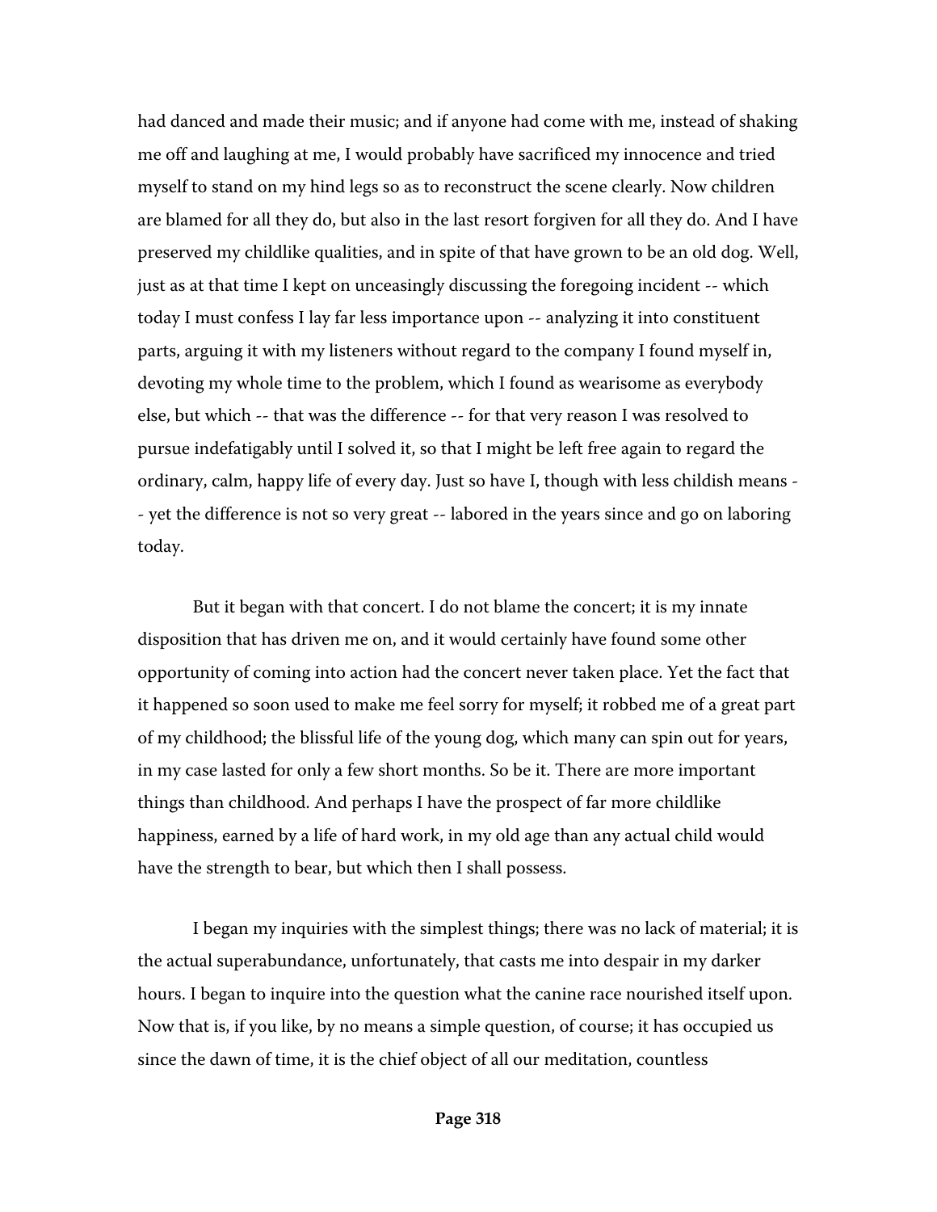had danced and made their music; and if anyone had come with me, instead of shaking me off and laughing at me, I would probably have sacrificed my innocence and tried myself to stand on my hind legs so as to reconstruct the scene clearly. Now children are blamed for all they do, but also in the last resort forgiven for all they do. And I have preserved my childlike qualities, and in spite of that have grown to be an old dog. Well, just as at that time I kept on unceasingly discussing the foregoing incident -- which today I must confess I lay far less importance upon -- analyzing it into constituent parts, arguing it with my listeners without regard to the company I found myself in, devoting my whole time to the problem, which I found as wearisome as everybody else, but which -- that was the difference -- for that very reason I was resolved to pursue indefatigably until I solved it, so that I might be left free again to regard the ordinary, calm, happy life of every day. Just so have I, though with less childish means -- yet the difference is not so very great -- labored in the years since and go on laboring today.

But it began with that concert. I do not blame the concert; it is my innate disposition that has driven me on, and it would certainly have found some other opportunity of coming into action had the concert never taken place. Yet the fact that it happened so soon used to make me feel sorry for myself; it robbed me of a great part of my childhood; the blissful life of the young dog, which many can spin out for years, in my case lasted for only a few short months. So be it. There are more important things than childhood. And perhaps I have the prospect of far more childlike happiness, earned by a life of hard work, in my old age than any actual child would have the strength to bear, but which then I shall possess.

I began my inquiries with the simplest things; there was no lack of material; it is the actual superabundance, unfortunately, that casts me into despair in my darker hours. I began to inquire into the question what the canine race nourished itself upon. Now that is, if you like, by no means a simple question, of course; it has occupied us since the dawn of time, it is the chief object of all our meditation, countless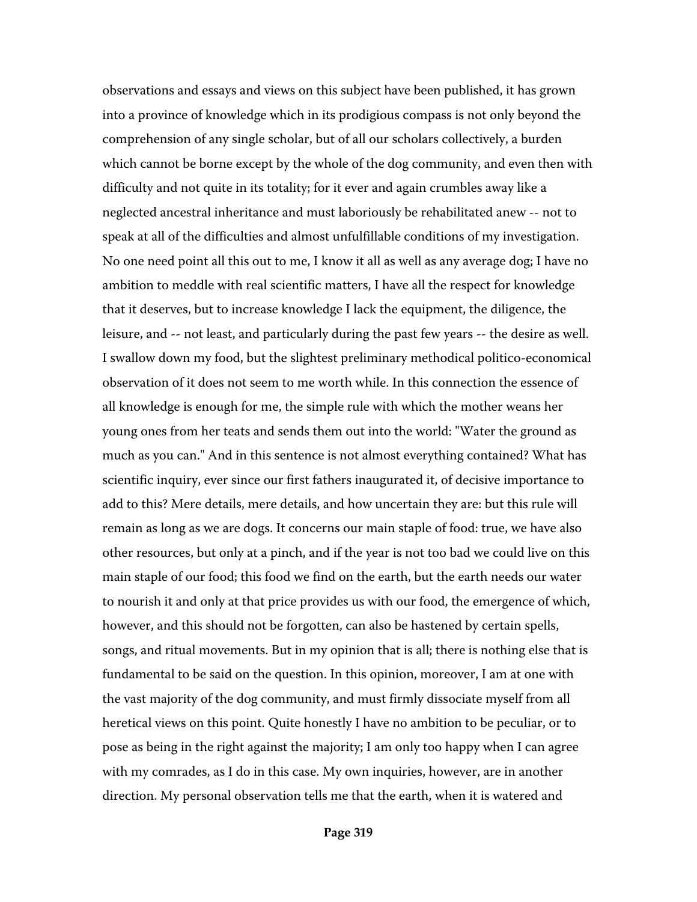observations and essays and views on this subject have been published, it has grown into a province of knowledge which in its prodigious compass is not only beyond the comprehension of any single scholar, but of all our scholars collectively, a burden which cannot be borne except by the whole of the dog community, and even then with difficulty and not quite in its totality; for it ever and again crumbles away like a neglected ancestral inheritance and must laboriously be rehabilitated anew -- not to speak at all of the difficulties and almost unfulfillable conditions of my investigation. No one need point all this out to me, I know it all as well as any average dog; I have no ambition to meddle with real scientific matters, I have all the respect for knowledge that it deserves, but to increase knowledge I lack the equipment, the diligence, the leisure, and -- not least, and particularly during the past few years -- the desire as well. I swallow down my food, but the slightest preliminary methodical politico-economical observation of it does not seem to me worth while. In this connection the essence of all knowledge is enough for me, the simple rule with which the mother weans her young ones from her teats and sends them out into the world: "Water the ground as much as you can." And in this sentence is not almost everything contained? What has scientific inquiry, ever since our first fathers inaugurated it, of decisive importance to add to this? Mere details, mere details, and how uncertain they are: but this rule will remain as long as we are dogs. It concerns our main staple of food: true, we have also other resources, but only at a pinch, and if the year is not too bad we could live on this main staple of our food; this food we find on the earth, but the earth needs our water to nourish it and only at that price provides us with our food, the emergence of which, however, and this should not be forgotten, can also be hastened by certain spells, songs, and ritual movements. But in my opinion that is all; there is nothing else that is fundamental to be said on the question. In this opinion, moreover, I am at one with the vast majority of the dog community, and must firmly dissociate myself from all heretical views on this point. Quite honestly I have no ambition to be peculiar, or to pose as being in the right against the majority; I am only too happy when I can agree with my comrades, as I do in this case. My own inquiries, however, are in another direction. My personal observation tells me that the earth, when it is watered and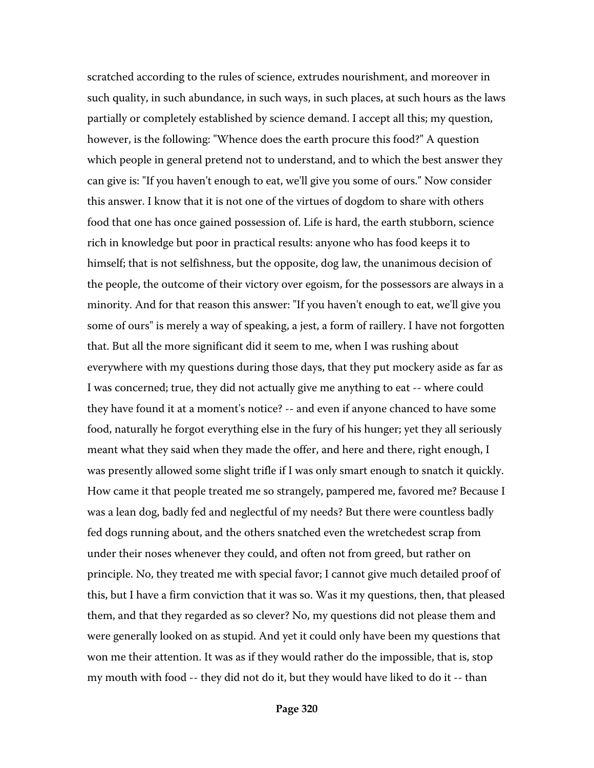scratched according to the rules of science, extrudes nourishment, and moreover in such quality, in such abundance, in such ways, in such places, at such hours as the laws partially or completely established by science demand. I accept all this; my question, however, is the following: "Whence does the earth procure this food?" A question which people in general pretend not to understand, and to which the best answer they can give is: "If you haven't enough to eat, we'll give you some of ours." Now consider this answer. I know that it is not one of the virtues of dogdom to share with others food that one has once gained possession of. Life is hard, the earth stubborn, science rich in knowledge but poor in practical results: anyone who has food keeps it to himself; that is not selfishness, but the opposite, dog law, the unanimous decision of the people, the outcome of their victory over egoism, for the possessors are always in a minority. And for that reason this answer: "If you haven't enough to eat, we'll give you some of ours" is merely a way of speaking, a jest, a form of raillery. I have not forgotten that. But all the more significant did it seem to me, when I was rushing about everywhere with my questions during those days, that they put mockery aside as far as I was concerned; true, they did not actually give me anything to eat -- where could they have found it at a moment's notice? -- and even if anyone chanced to have some food, naturally he forgot everything else in the fury of his hunger; yet they all seriously meant what they said when they made the offer, and here and there, right enough, I was presently allowed some slight trifle if I was only smart enough to snatch it quickly. How came it that people treated me so strangely, pampered me, favored me? Because I was a lean dog, badly fed and neglectful of my needs? But there were countless badly fed dogs running about, and the others snatched even the wretchedest scrap from under their noses whenever they could, and often not from greed, but rather on principle. No, they treated me with special favor; I cannot give much detailed proof of this, but I have a firm conviction that it was so. Was it my questions, then, that pleased them, and that they regarded as so clever? No, my questions did not please them and were generally looked on as stupid. And yet it could only have been my questions that won me their attention. It was as if they would rather do the impossible, that is, stop my mouth with food -- they did not do it, but they would have liked to do it -- than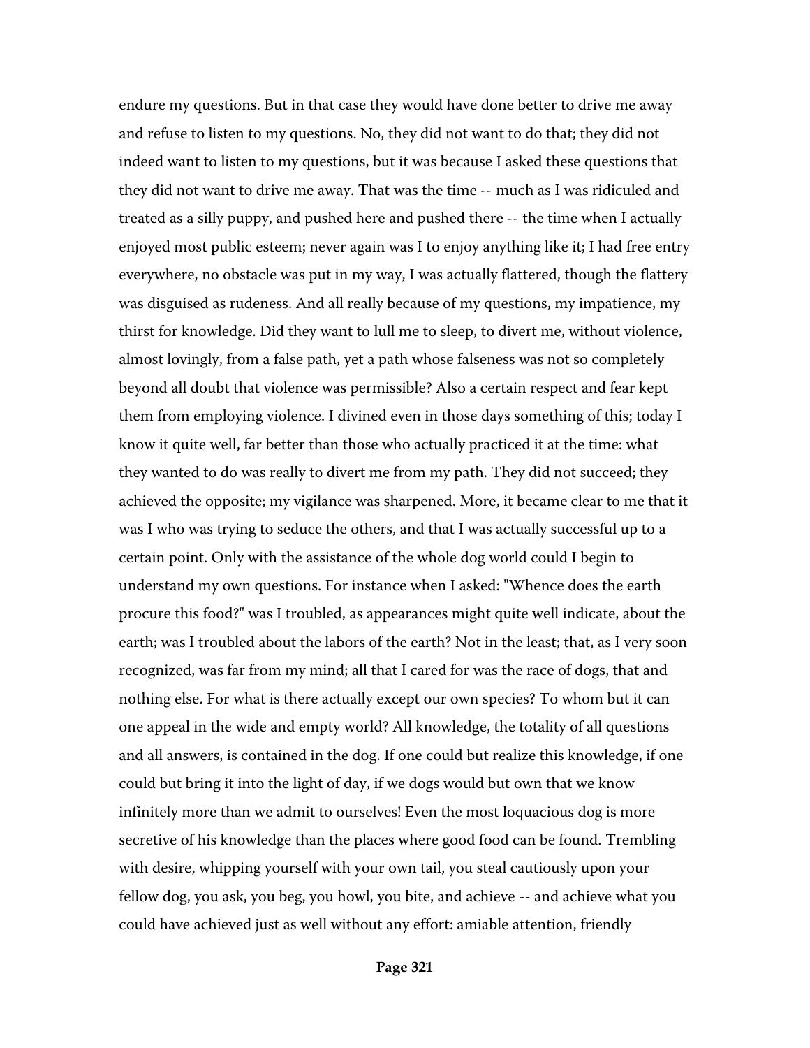endure my questions. But in that case they would have done better to drive me away and refuse to listen to my questions. No, they did not want to do that; they did not indeed want to listen to my questions, but it was because I asked these questions that they did not want to drive me away. That was the time -- much as I was ridiculed and treated as a silly puppy, and pushed here and pushed there -- the time when I actually enjoyed most public esteem; never again was I to enjoy anything like it; I had free entry everywhere, no obstacle was put in my way, I was actually flattered, though the flattery was disguised as rudeness. And all really because of my questions, my impatience, my thirst for knowledge. Did they want to lull me to sleep, to divert me, without violence, almost lovingly, from a false path, yet a path whose falseness was not so completely beyond all doubt that violence was permissible? Also a certain respect and fear kept them from employing violence. I divined even in those days something of this; today I know it quite well, far better than those who actually practiced it at the time: what they wanted to do was really to divert me from my path. They did not succeed; they achieved the opposite; my vigilance was sharpened. More, it became clear to me that it was I who was trying to seduce the others, and that I was actually successful up to a certain point. Only with the assistance of the whole dog world could I begin to understand my own questions. For instance when I asked: "Whence does the earth procure this food?" was I troubled, as appearances might quite well indicate, about the earth; was I troubled about the labors of the earth? Not in the least; that, as I very soon recognized, was far from my mind; all that I cared for was the race of dogs, that and nothing else. For what is there actually except our own species? To whom but it can one appeal in the wide and empty world? All knowledge, the totality of all questions and all answers, is contained in the dog. If one could but realize this knowledge, if one could but bring it into the light of day, if we dogs would but own that we know infinitely more than we admit to ourselves! Even the most loquacious dog is more secretive of his knowledge than the places where good food can be found. Trembling with desire, whipping yourself with your own tail, you steal cautiously upon your fellow dog, you ask, you beg, you howl, you bite, and achieve -- and achieve what you could have achieved just as well without any effort: amiable attention, friendly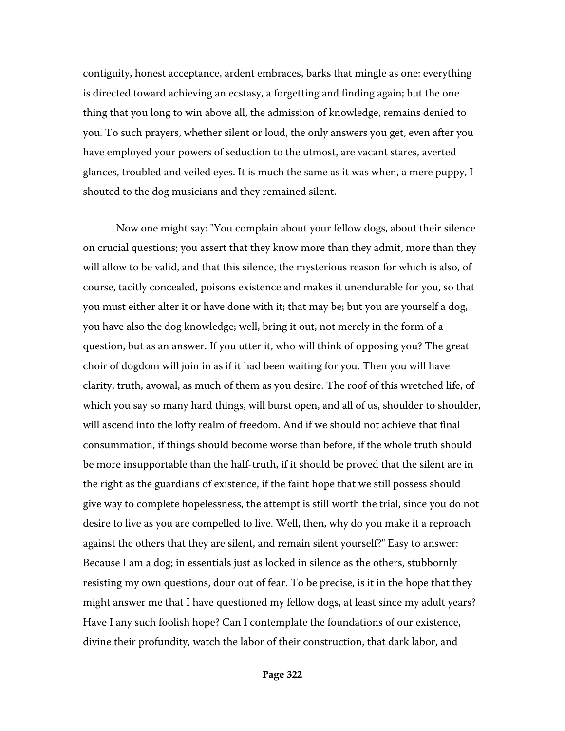contiguity, honest acceptance, ardent embraces, barks that mingle as one: everything is directed toward achieving an ecstasy, a forgetting and finding again; but the one thing that you long to win above all, the admission of knowledge, remains denied to you. To such prayers, whether silent or loud, the only answers you get, even after you have employed your powers of seduction to the utmost, are vacant stares, averted glances, troubled and veiled eyes. It is much the same as it was when, a mere puppy, I shouted to the dog musicians and they remained silent.

Now one might say: "You complain about your fellow dogs, about their silence on crucial questions; you assert that they know more than they admit, more than they will allow to be valid, and that this silence, the mysterious reason for which is also, of course, tacitly concealed, poisons existence and makes it unendurable for you, so that you must either alter it or have done with it; that may be; but you are yourself a dog, you have also the dog knowledge; well, bring it out, not merely in the form of a question, but as an answer. If you utter it, who will think of opposing you? The great choir of dogdom will join in as if it had been waiting for you. Then you will have clarity, truth, avowal, as much of them as you desire. The roof of this wretched life, of which you say so many hard things, will burst open, and all of us, shoulder to shoulder, will ascend into the lofty realm of freedom. And if we should not achieve that final consummation, if things should become worse than before, if the whole truth should be more insupportable than the half-truth, if it should be proved that the silent are in the right as the guardians of existence, if the faint hope that we still possess should give way to complete hopelessness, the attempt is still worth the trial, since you do not desire to live as you are compelled to live. Well, then, why do you make it a reproach against the others that they are silent, and remain silent yourself?" Easy to answer: Because I am a dog; in essentials just as locked in silence as the others, stubbornly resisting my own questions, dour out of fear. To be precise, is it in the hope that they might answer me that I have questioned my fellow dogs, at least since my adult years? Have I any such foolish hope? Can I contemplate the foundations of our existence, divine their profundity, watch the labor of their construction, that dark labor, and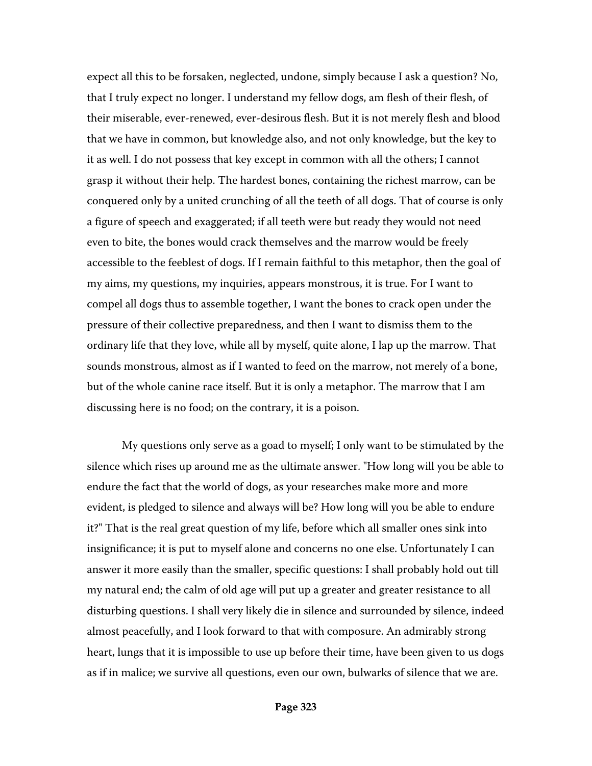expect all this to be forsaken, neglected, undone, simply because I ask a question? No, that I truly expect no longer. I understand my fellow dogs, am flesh of their flesh, of their miserable, ever-renewed, ever-desirous flesh. But it is not merely flesh and blood that we have in common, but knowledge also, and not only knowledge, but the key to it as well. I do not possess that key except in common with all the others; I cannot grasp it without their help. The hardest bones, containing the richest marrow, can be conquered only by a united crunching of all the teeth of all dogs. That of course is only a figure of speech and exaggerated; if all teeth were but ready they would not need even to bite, the bones would crack themselves and the marrow would be freely accessible to the feeblest of dogs. If I remain faithful to this metaphor, then the goal of my aims, my questions, my inquiries, appears monstrous, it is true. For I want to compel all dogs thus to assemble together, I want the bones to crack open under the pressure of their collective preparedness, and then I want to dismiss them to the ordinary life that they love, while all by myself, quite alone, I lap up the marrow. That sounds monstrous, almost as if I wanted to feed on the marrow, not merely of a bone, but of the whole canine race itself. But it is only a metaphor. The marrow that I am discussing here is no food; on the contrary, it is a poison.

My questions only serve as a goad to myself; I only want to be stimulated by the silence which rises up around me as the ultimate answer. "How long will you be able to endure the fact that the world of dogs, as your researches make more and more evident, is pledged to silence and always will be? How long will you be able to endure it?" That is the real great question of my life, before which all smaller ones sink into insignificance; it is put to myself alone and concerns no one else. Unfortunately I can answer it more easily than the smaller, specific questions: I shall probably hold out till my natural end; the calm of old age will put up a greater and greater resistance to all disturbing questions. I shall very likely die in silence and surrounded by silence, indeed almost peacefully, and I look forward to that with composure. An admirably strong heart, lungs that it is impossible to use up before their time, have been given to us dogs as if in malice; we survive all questions, even our own, bulwarks of silence that we are.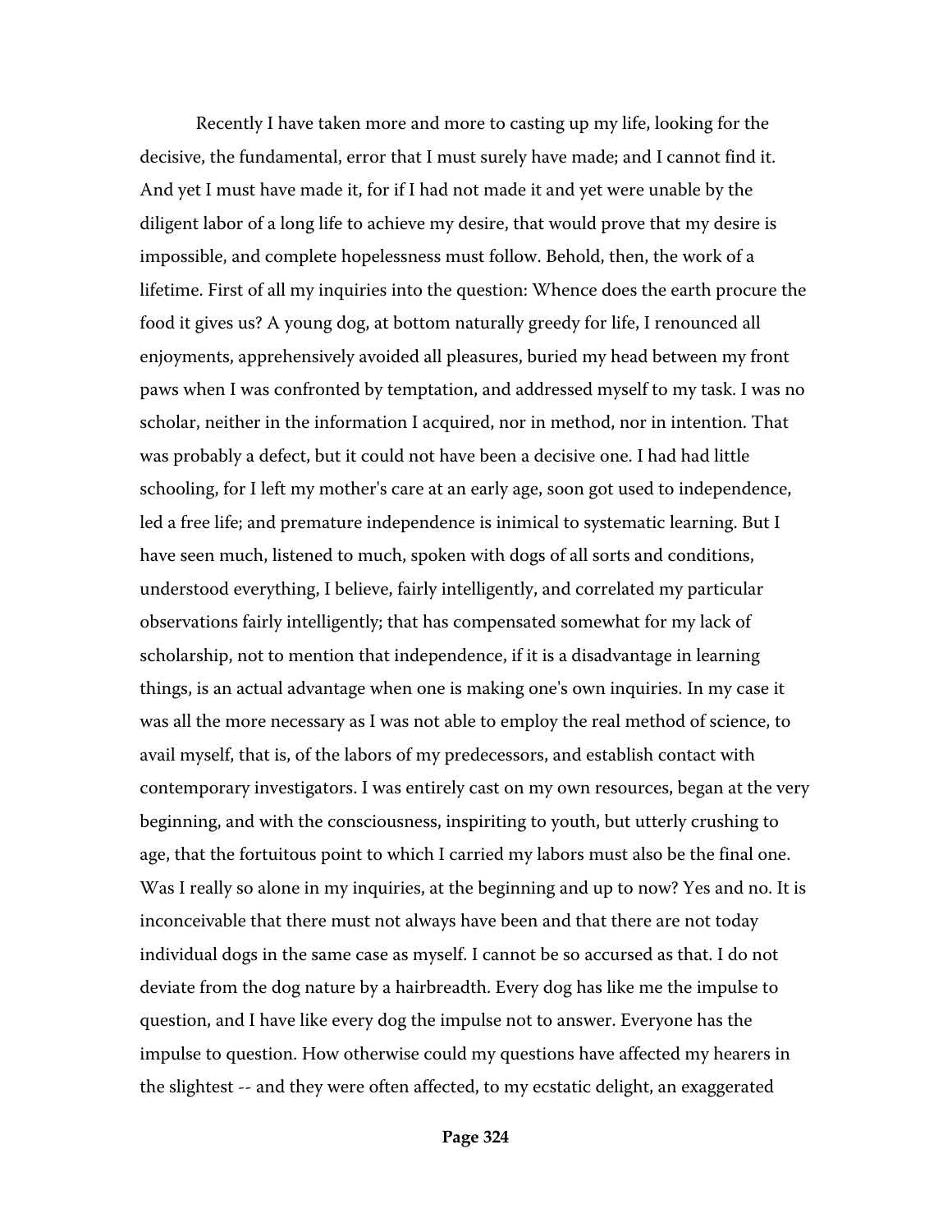Recently I have taken more and more to casting up my life, looking for the decisive, the fundamental, error that I must surely have made; and I cannot find it. And yet I must have made it, for if I had not made it and yet were unable by the diligent labor of a long life to achieve my desire, that would prove that my desire is impossible, and complete hopelessness must follow. Behold, then, the work of a lifetime. First of all my inquiries into the question: Whence does the earth procure the food it gives us? A young dog, at bottom naturally greedy for life, I renounced all enjoyments, apprehensively avoided all pleasures, buried my head between my front paws when I was confronted by temptation, and addressed myself to my task. I was no scholar, neither in the information I acquired, nor in method, nor in intention. That was probably a defect, but it could not have been a decisive one. I had had little schooling, for I left my mother's care at an early age, soon got used to independence, led a free life; and premature independence is inimical to systematic learning. But I have seen much, listened to much, spoken with dogs of all sorts and conditions, understood everything, I believe, fairly intelligently, and correlated my particular observations fairly intelligently; that has compensated somewhat for my lack of scholarship, not to mention that independence, if it is a disadvantage in learning things, is an actual advantage when one is making one's own inquiries. In my case it was all the more necessary as I was not able to employ the real method of science, to avail myself, that is, of the labors of my predecessors, and establish contact with contemporary investigators. I was entirely cast on my own resources, began at the very beginning, and with the consciousness, inspiriting to youth, but utterly crushing to age, that the fortuitous point to which I carried my labors must also be the final one. Was I really so alone in my inquiries, at the beginning and up to now? Yes and no. It is inconceivable that there must not always have been and that there are not today individual dogs in the same case as myself. I cannot be so accursed as that. I do not deviate from the dog nature by a hairbreadth. Every dog has like me the impulse to question, and I have like every dog the impulse not to answer. Everyone has the impulse to question. How otherwise could my questions have affected my hearers in the slightest -- and they were often affected, to my ecstatic delight, an exaggerated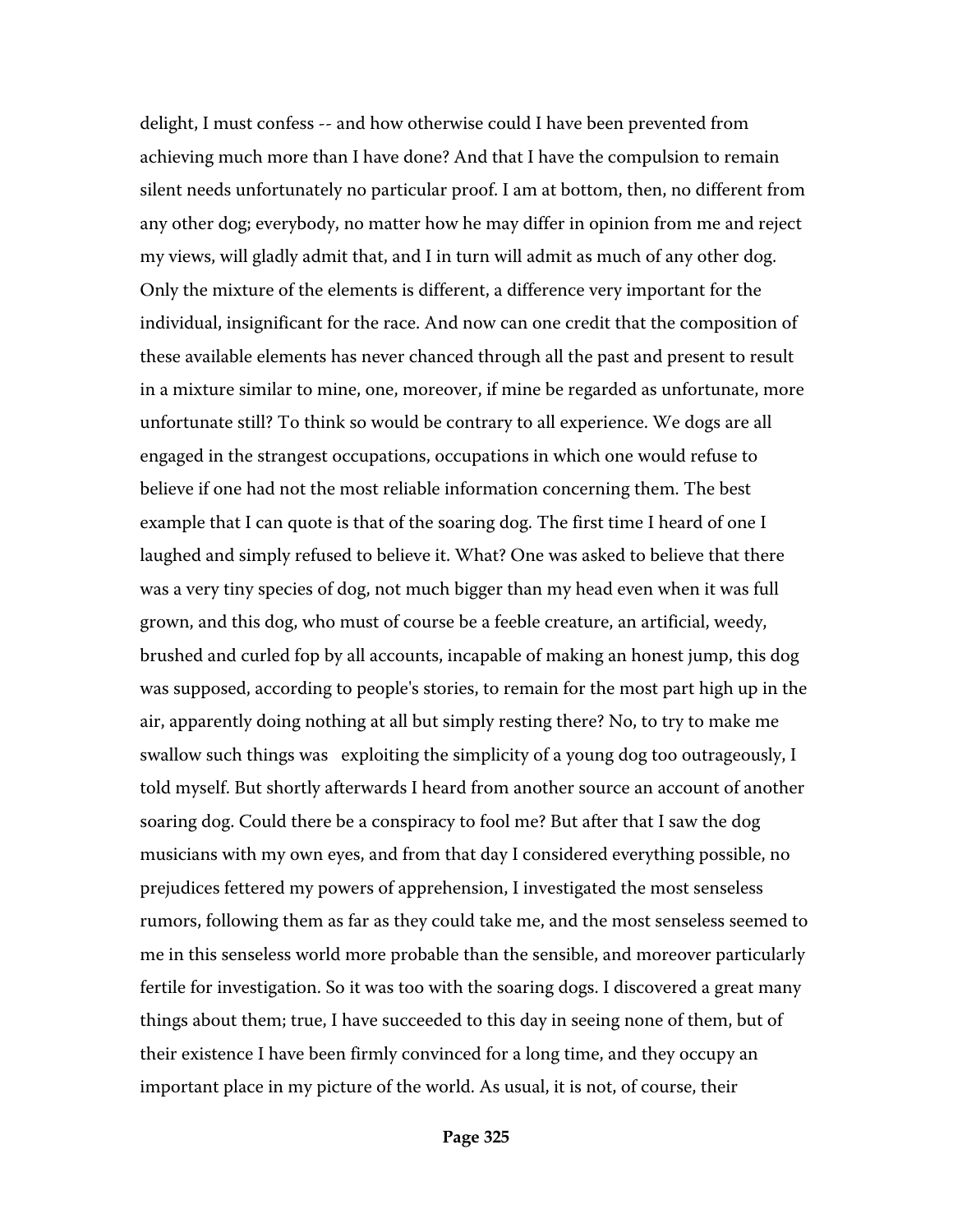delight, I must confess -- and how otherwise could I have been prevented from achieving much more than I have done? And that I have the compulsion to remain silent needs unfortunately no particular proof. I am at bottom, then, no different from any other dog; everybody, no matter how he may differ in opinion from me and reject my views, will gladly admit that, and I in turn will admit as much of any other dog. Only the mixture of the elements is different, a difference very important for the individual, insignificant for the race. And now can one credit that the composition of these available elements has never chanced through all the past and present to result in a mixture similar to mine, one, moreover, if mine be regarded as unfortunate, more unfortunate still? To think so would be contrary to all experience. We dogs are all engaged in the strangest occupations, occupations in which one would refuse to believe if one had not the most reliable information concerning them. The best example that I can quote is that of the soaring dog. The first time I heard of one I laughed and simply refused to believe it. What? One was asked to believe that there was a very tiny species of dog, not much bigger than my head even when it was full grown, and this dog, who must of course be a feeble creature, an artificial, weedy, brushed and curled fop by all accounts, incapable of making an honest jump, this dog was supposed, according to people's stories, to remain for the most part high up in the air, apparently doing nothing at all but simply resting there? No, to try to make me swallow such things was exploiting the simplicity of a young dog too outrageously, I told myself. But shortly afterwards I heard from another source an account of another soaring dog. Could there be a conspiracy to fool me? But after that I saw the dog musicians with my own eyes, and from that day I considered everything possible, no prejudices fettered my powers of apprehension, I investigated the most senseless rumors, following them as far as they could take me, and the most senseless seemed to me in this senseless world more probable than the sensible, and moreover particularly fertile for investigation. So it was too with the soaring dogs. I discovered a great many things about them; true, I have succeeded to this day in seeing none of them, but of their existence I have been firmly convinced for a long time, and they occupy an important place in my picture of the world. As usual, it is not, of course, their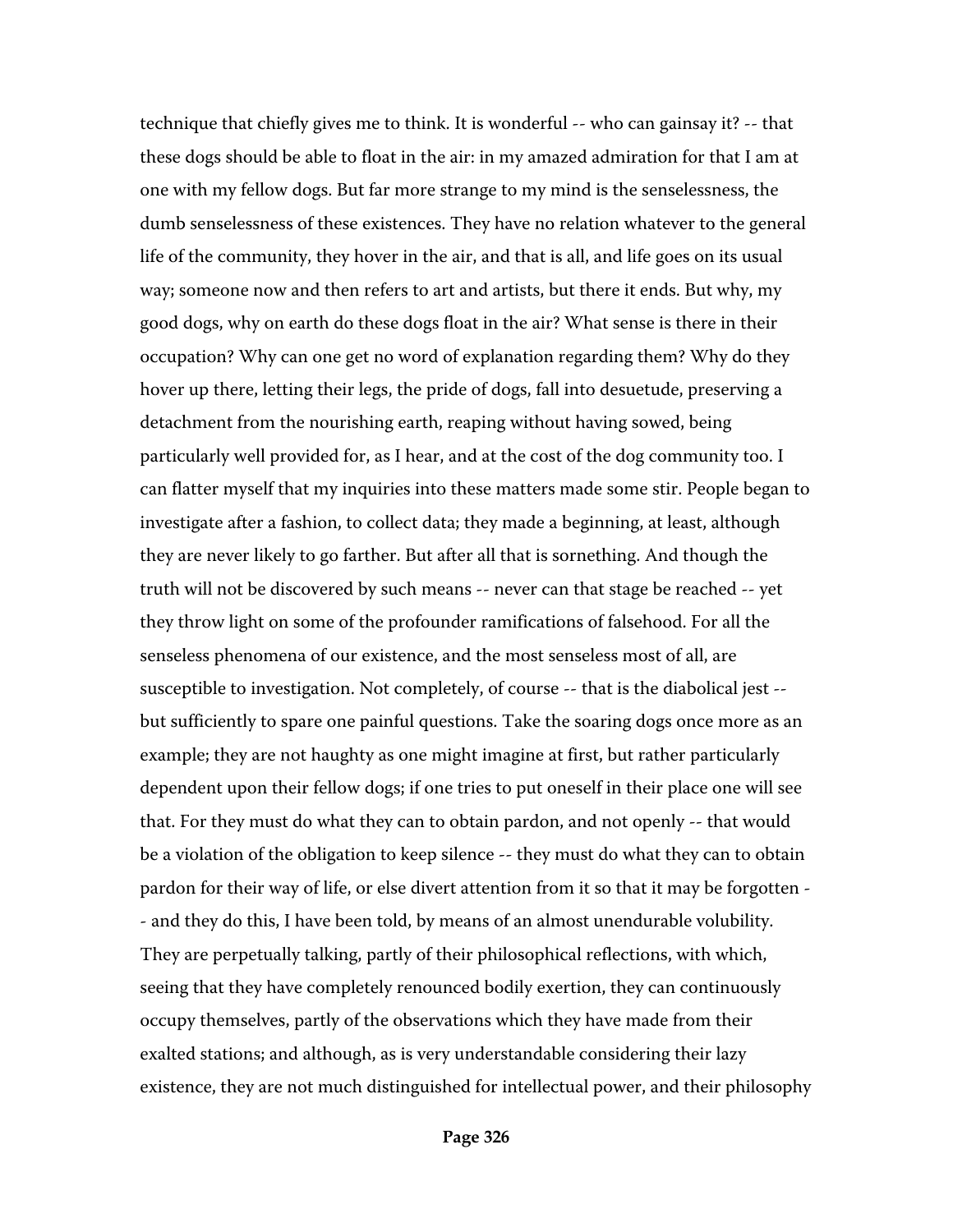technique that chiefly gives me to think. It is wonderful -- who can gainsay it? -- that these dogs should be able to float in the air: in my amazed admiration for that I am at one with my fellow dogs. But far more strange to my mind is the senselessness, the dumb senselessness of these existences. They have no relation whatever to the general life of the community, they hover in the air, and that is all, and life goes on its usual way; someone now and then refers to art and artists, but there it ends. But why, my good dogs, why on earth do these dogs float in the air? What sense is there in their occupation? Why can one get no word of explanation regarding them? Why do they hover up there, letting their legs, the pride of dogs, fall into desuetude, preserving a detachment from the nourishing earth, reaping without having sowed, being particularly well provided for, as I hear, and at the cost of the dog community too. I can flatter myself that my inquiries into these matters made some stir. People began to investigate after a fashion, to collect data; they made a beginning, at least, although they are never likely to go farther. But after all that is sornething. And though the truth will not be discovered by such means -- never can that stage be reached -- yet they throw light on some of the profounder ramifications of falsehood. For all the senseless phenomena of our existence, and the most senseless most of all, are susceptible to investigation. Not completely, of course -- that is the diabolical jest -- but sufficiently to spare one painful questions. Take the soaring dogs once more as an example; they are not haughty as one might imagine at first, but rather particularly dependent upon their fellow dogs; if one tries to put oneself in their place one will see that. For they must do what they can to obtain pardon, and not openly -- that would be a violation of the obligation to keep silence -- they must do what they can to obtain pardon for their way of life, or else divert attention from it so that it may be forgotten -- and they do this, I have been told, by means of an almost unendurable volubility. They are perpetually talking, partly of their philosophical reflections, with which, seeing that they have completely renounced bodily exertion, they can continuously occupy themselves, partly of the observations which they have made from their exalted stations; and although, as is very understandable considering their lazy existence, they are not much distinguished for intellectual power, and their philosophy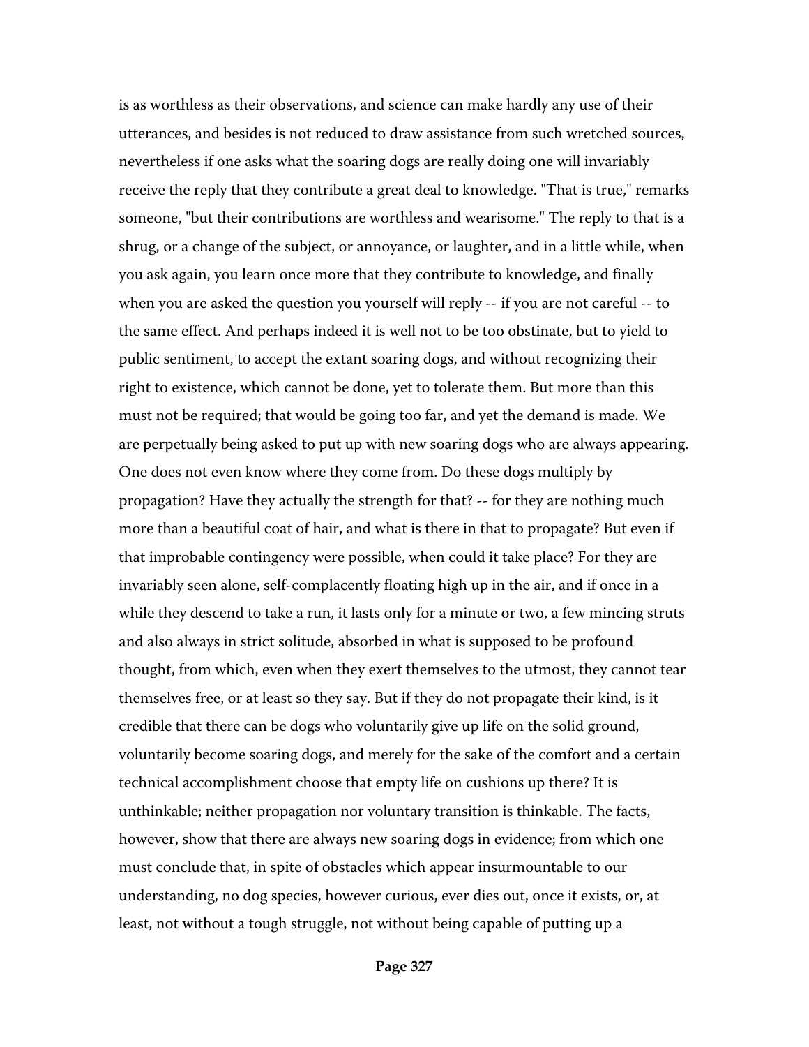is as worthless as their observations, and science can make hardly any use of their utterances, and besides is not reduced to draw assistance from such wretched sources, nevertheless if one asks what the soaring dogs are really doing one will invariably receive the reply that they contribute a great deal to knowledge. "That is true," remarks someone, "but their contributions are worthless and wearisome." The reply to that is a shrug, or a change of the subject, or annoyance, or laughter, and in a little while, when you ask again, you learn once more that they contribute to knowledge, and finally when you are asked the question you yourself will reply -- if you are not careful -- to the same effect. And perhaps indeed it is well not to be too obstinate, but to yield to public sentiment, to accept the extant soaring dogs, and without recognizing their right to existence, which cannot be done, yet to tolerate them. But more than this must not be required; that would be going too far, and yet the demand is made. We are perpetually being asked to put up with new soaring dogs who are always appearing. One does not even know where they come from. Do these dogs multiply by propagation? Have they actually the strength for that? -- for they are nothing much more than a beautiful coat of hair, and what is there in that to propagate? But even if that improbable contingency were possible, when could it take place? For they are invariably seen alone, self-complacently floating high up in the air, and if once in a while they descend to take a run, it lasts only for a minute or two, a few mincing struts and also always in strict solitude, absorbed in what is supposed to be profound thought, from which, even when they exert themselves to the utmost, they cannot tear themselves free, or at least so they say. But if they do not propagate their kind, is it credible that there can be dogs who voluntarily give up life on the solid ground, voluntarily become soaring dogs, and merely for the sake of the comfort and a certain technical accomplishment choose that empty life on cushions up there? It is unthinkable; neither propagation nor voluntary transition is thinkable. The facts, however, show that there are always new soaring dogs in evidence; from which one must conclude that, in spite of obstacles which appear insurmountable to our understanding, no dog species, however curious, ever dies out, once it exists, or, at least, not without a tough struggle, not without being capable of putting up a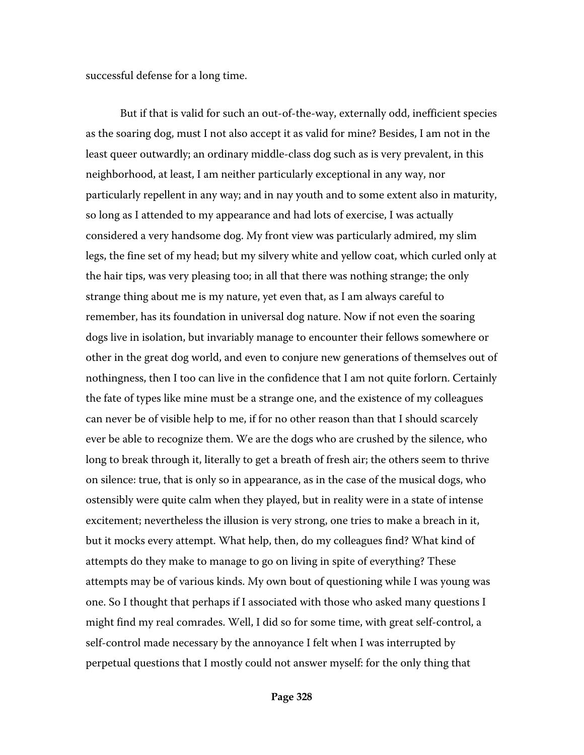successful defense for a long time.

But if that is valid for such an out-of-the-way, externally odd, inefficient species as the soaring dog, must I not also accept it as valid for mine? Besides, I am not in the least queer outwardly; an ordinary middle-class dog such as is very prevalent, in this neighborhood, at least, I am neither particularly exceptional in any way, nor particularly repellent in any way; and in nay youth and to some extent also in maturity, so long as I attended to my appearance and had lots of exercise, I was actually considered a very handsome dog. My front view was particularly admired, my slim legs, the fine set of my head; but my silvery white and yellow coat, which curled only at the hair tips, was very pleasing too; in all that there was nothing strange; the only strange thing about me is my nature, yet even that, as I am always careful to remember, has its foundation in universal dog nature. Now if not even the soaring dogs live in isolation, but invariably manage to encounter their fellows somewhere or other in the great dog world, and even to conjure new generations of themselves out of nothingness, then I too can live in the confidence that I am not quite forlorn. Certainly the fate of types like mine must be a strange one, and the existence of my colleagues can never be of visible help to me, if for no other reason than that I should scarcely ever be able to recognize them. We are the dogs who are crushed by the silence, who long to break through it, literally to get a breath of fresh air; the others seem to thrive on silence: true, that is only so in appearance, as in the case of the musical dogs, who ostensibly were quite calm when they played, but in reality were in a state of intense excitement; nevertheless the illusion is very strong, one tries to make a breach in it, but it mocks every attempt. What help, then, do my colleagues find? What kind of attempts do they make to manage to go on living in spite of everything? These attempts may be of various kinds. My own bout of questioning while I was young was one. So I thought that perhaps if I associated with those who asked many questions I might find my real comrades. Well, I did so for some time, with great self-control, a self-control made necessary by the annoyance I felt when I was interrupted by perpetual questions that I mostly could not answer myself: for the only thing that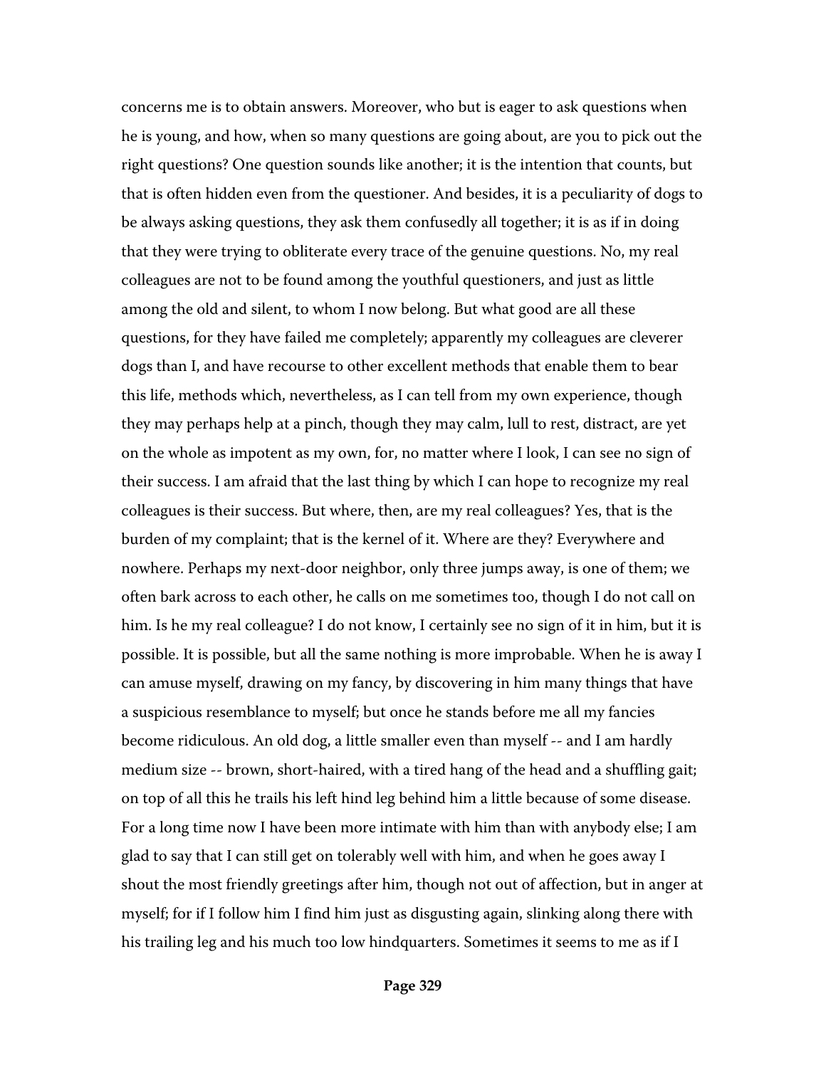concerns me is to obtain answers. Moreover, who but is eager to ask questions when he is young, and how, when so many questions are going about, are you to pick out the right questions? One question sounds like another; it is the intention that counts, but that is often hidden even from the questioner. And besides, it is a peculiarity of dogs to be always asking questions, they ask them confusedly all together; it is as if in doing that they were trying to obliterate every trace of the genuine questions. No, my real colleagues are not to be found among the youthful questioners, and just as little among the old and silent, to whom I now belong. But what good are all these questions, for they have failed me completely; apparently my colleagues are cleverer dogs than I, and have recourse to other excellent methods that enable them to bear this life, methods which, nevertheless, as I can tell from my own experience, though they may perhaps help at a pinch, though they may calm, lull to rest, distract, are yet on the whole as impotent as my own, for, no matter where I look, I can see no sign of their success. I am afraid that the last thing by which I can hope to recognize my real colleagues is their success. But where, then, are my real colleagues? Yes, that is the burden of my complaint; that is the kernel of it. Where are they? Everywhere and nowhere. Perhaps my next-door neighbor, only three jumps away, is one of them; we often bark across to each other, he calls on me sometimes too, though I do not call on him. Is he my real colleague? I do not know, I certainly see no sign of it in him, but it is possible. It is possible, but all the same nothing is more improbable. When he is away I can amuse myself, drawing on my fancy, by discovering in him many things that have a suspicious resemblance to myself; but once he stands before me all my fancies become ridiculous. An old dog, a little smaller even than myself -- and I am hardly medium size -- brown, short-haired, with a tired hang of the head and a shuffling gait; on top of all this he trails his left hind leg behind him a little because of some disease. For a long time now I have been more intimate with him than with anybody else; I am glad to say that I can still get on tolerably well with him, and when he goes away I shout the most friendly greetings after him, though not out of affection, but in anger at myself; for if I follow him I find him just as disgusting again, slinking along there with his trailing leg and his much too low hindquarters. Sometimes it seems to me as if I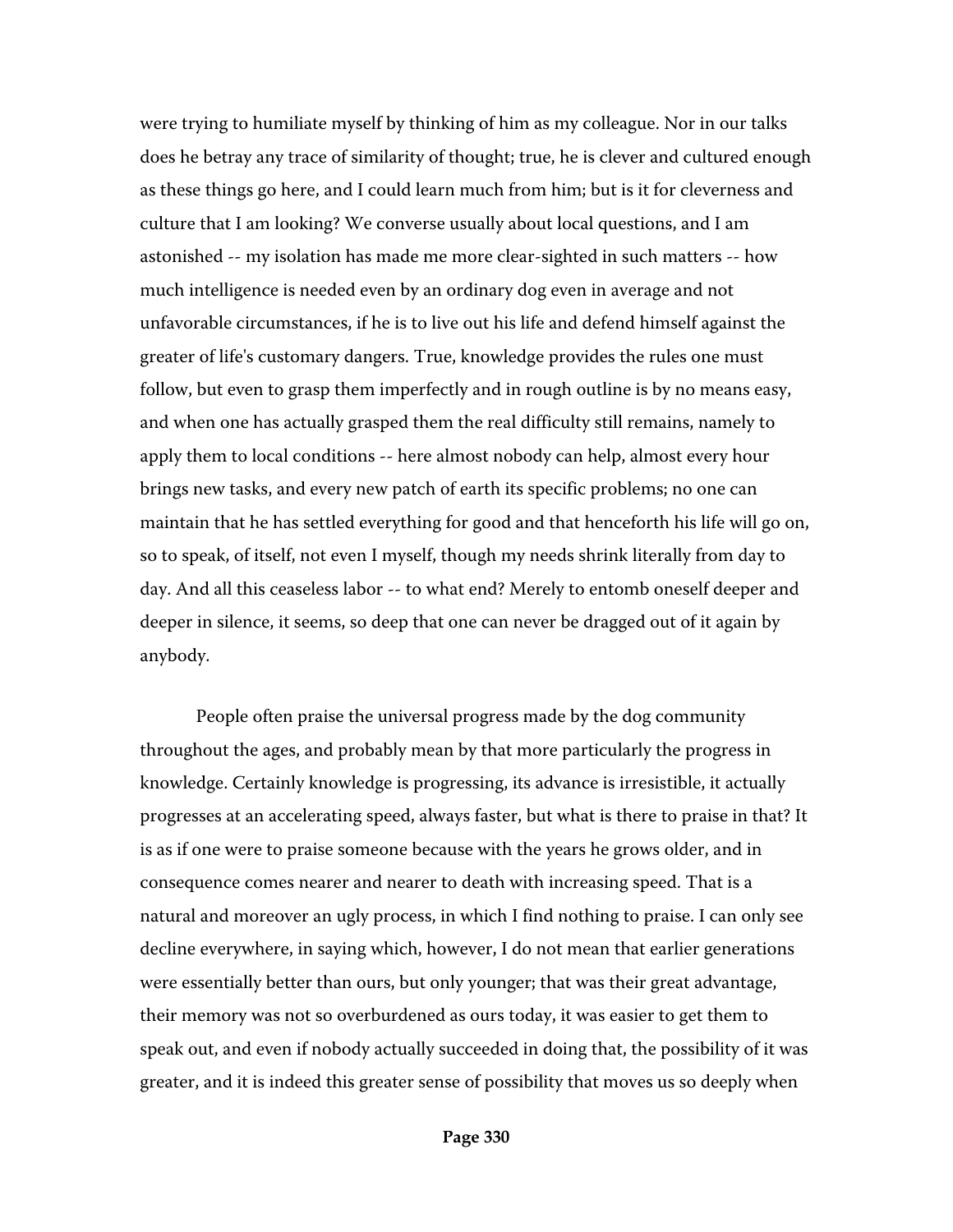were trying to humiliate myself by thinking of him as my colleague. Nor in our talks does he betray any trace of similarity of thought; true, he is clever and cultured enough as these things go here, and I could learn much from him; but is it for cleverness and culture that I am looking? We converse usually about local questions, and I am astonished -- my isolation has made me more clear-sighted in such matters -- how much intelligence is needed even by an ordinary dog even in average and not unfavorable circumstances, if he is to live out his life and defend himself against the greater of life's customary dangers. True, knowledge provides the rules one must follow, but even to grasp them imperfectly and in rough outline is by no means easy, and when one has actually grasped them the real difficulty still remains, namely to apply them to local conditions -- here almost nobody can help, almost every hour brings new tasks, and every new patch of earth its specific problems; no one can maintain that he has settled everything for good and that henceforth his life will go on, so to speak, of itself, not even I myself, though my needs shrink literally from day to day. And all this ceaseless labor -- to what end? Merely to entomb oneself deeper and deeper in silence, it seems, so deep that one can never be dragged out of it again by anybody.

People often praise the universal progress made by the dog community throughout the ages, and probably mean by that more particularly the progress in knowledge. Certainly knowledge is progressing, its advance is irresistible, it actually progresses at an accelerating speed, always faster, but what is there to praise in that? It is as if one were to praise someone because with the years he grows older, and in consequence comes nearer and nearer to death with increasing speed. That is a natural and moreover an ugly process, in which I find nothing to praise. I can only see decline everywhere, in saying which, however, I do not mean that earlier generations were essentially better than ours, but only younger; that was their great advantage, their memory was not so overburdened as ours today, it was easier to get them to speak out, and even if nobody actually succeeded in doing that, the possibility of it was greater, and it is indeed this greater sense of possibility that moves us so deeply when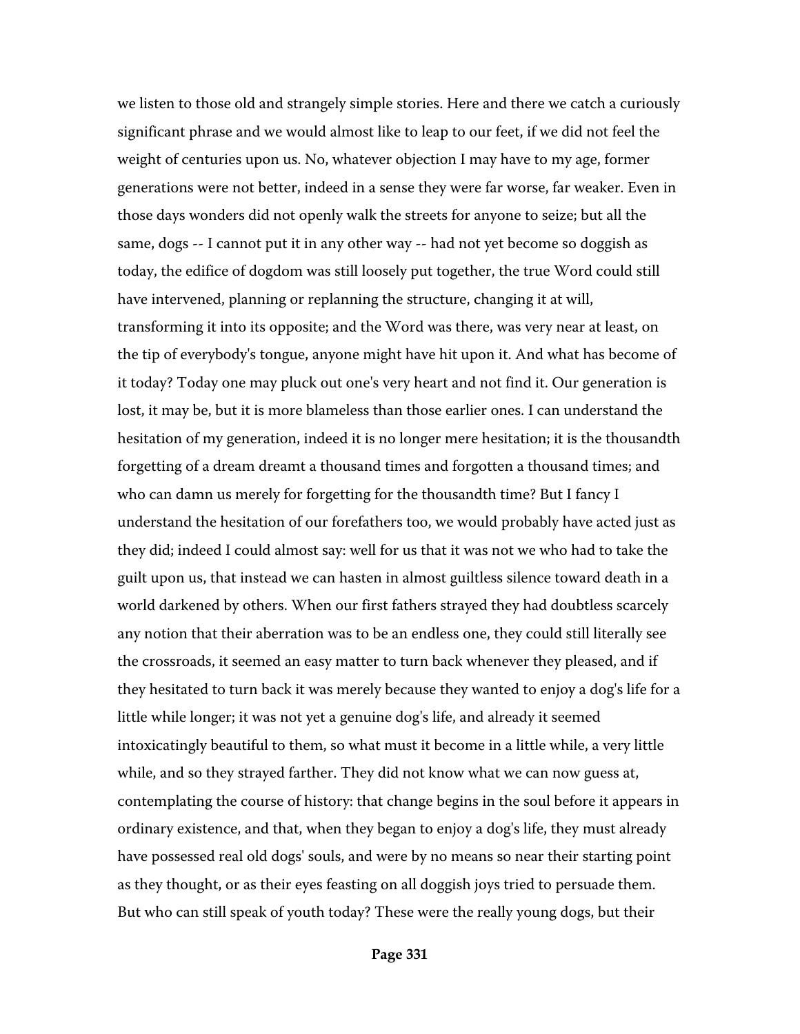we listen to those old and strangely simple stories. Here and there we catch a curiously significant phrase and we would almost like to leap to our feet, if we did not feel the weight of centuries upon us. No, whatever objection I may have to my age, former generations were not better, indeed in a sense they were far worse, far weaker. Even in those days wonders did not openly walk the streets for anyone to seize; but all the same, dogs -- I cannot put it in any other way -- had not yet become so doggish as today, the edifice of dogdom was still loosely put together, the true Word could still have intervened, planning or replanning the structure, changing it at will, transforming it into its opposite; and the Word was there, was very near at least, on the tip of everybody's tongue, anyone might have hit upon it. And what has become of it today? Today one may pluck out one's very heart and not find it. Our generation is lost, it may be, but it is more blameless than those earlier ones. I can understand the hesitation of my generation, indeed it is no longer mere hesitation; it is the thousandth forgetting of a dream dreamt a thousand times and forgotten a thousand times; and who can damn us merely for forgetting for the thousandth time? But I fancy I understand the hesitation of our forefathers too, we would probably have acted just as they did; indeed I could almost say: well for us that it was not we who had to take the guilt upon us, that instead we can hasten in almost guiltless silence toward death in a world darkened by others. When our first fathers strayed they had doubtless scarcely any notion that their aberration was to be an endless one, they could still literally see the crossroads, it seemed an easy matter to turn back whenever they pleased, and if they hesitated to turn back it was merely because they wanted to enjoy a dog's life for a little while longer; it was not yet a genuine dog's life, and already it seemed intoxicatingly beautiful to them, so what must it become in a little while, a very little while, and so they strayed farther. They did not know what we can now guess at, contemplating the course of history: that change begins in the soul before it appears in ordinary existence, and that, when they began to enjoy a dog's life, they must already have possessed real old dogs' souls, and were by no means so near their starting point as they thought, or as their eyes feasting on all doggish joys tried to persuade them. But who can still speak of youth today? These were the really young dogs, but their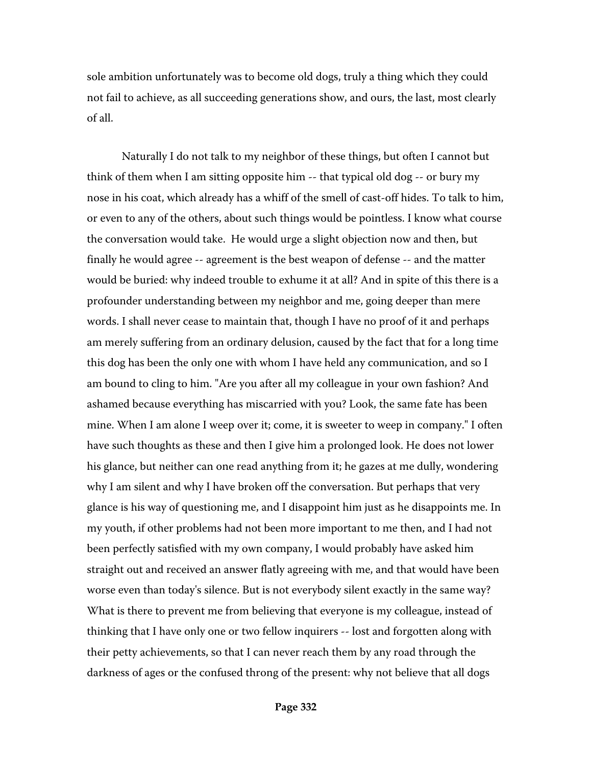sole ambition unfortunately was to become old dogs, truly a thing which they could not fail to achieve, as all succeeding generations show, and ours, the last, most clearly of all.

Naturally I do not talk to my neighbor of these things, but often I cannot but think of them when I am sitting opposite him -- that typical old dog -- or bury my nose in his coat, which already has a whiff of the smell of cast-off hides. To talk to him, or even to any of the others, about such things would be pointless. I know what course the conversation would take. He would urge a slight objection now and then, but finally he would agree -- agreement is the best weapon of defense -- and the matter would be buried: why indeed trouble to exhume it at all? And in spite of this there is a profounder understanding between my neighbor and me, going deeper than mere words. I shall never cease to maintain that, though I have no proof of it and perhaps am merely suffering from an ordinary delusion, caused by the fact that for a long time this dog has been the only one with whom I have held any communication, and so I am bound to cling to him. "Are you after all my colleague in your own fashion? And ashamed because everything has miscarried with you? Look, the same fate has been mine. When I am alone I weep over it; come, it is sweeter to weep in company." I often have such thoughts as these and then I give him a prolonged look. He does not lower his glance, but neither can one read anything from it; he gazes at me dully, wondering why I am silent and why I have broken off the conversation. But perhaps that very glance is his way of questioning me, and I disappoint him just as he disappoints me. In my youth, if other problems had not been more important to me then, and I had not been perfectly satisfied with my own company, I would probably have asked him straight out and received an answer flatly agreeing with me, and that would have been worse even than today's silence. But is not everybody silent exactly in the same way? What is there to prevent me from believing that everyone is my colleague, instead of thinking that I have only one or two fellow inquirers -- lost and forgotten along with their petty achievements, so that I can never reach them by any road through the darkness of ages or the confused throng of the present: why not believe that all dogs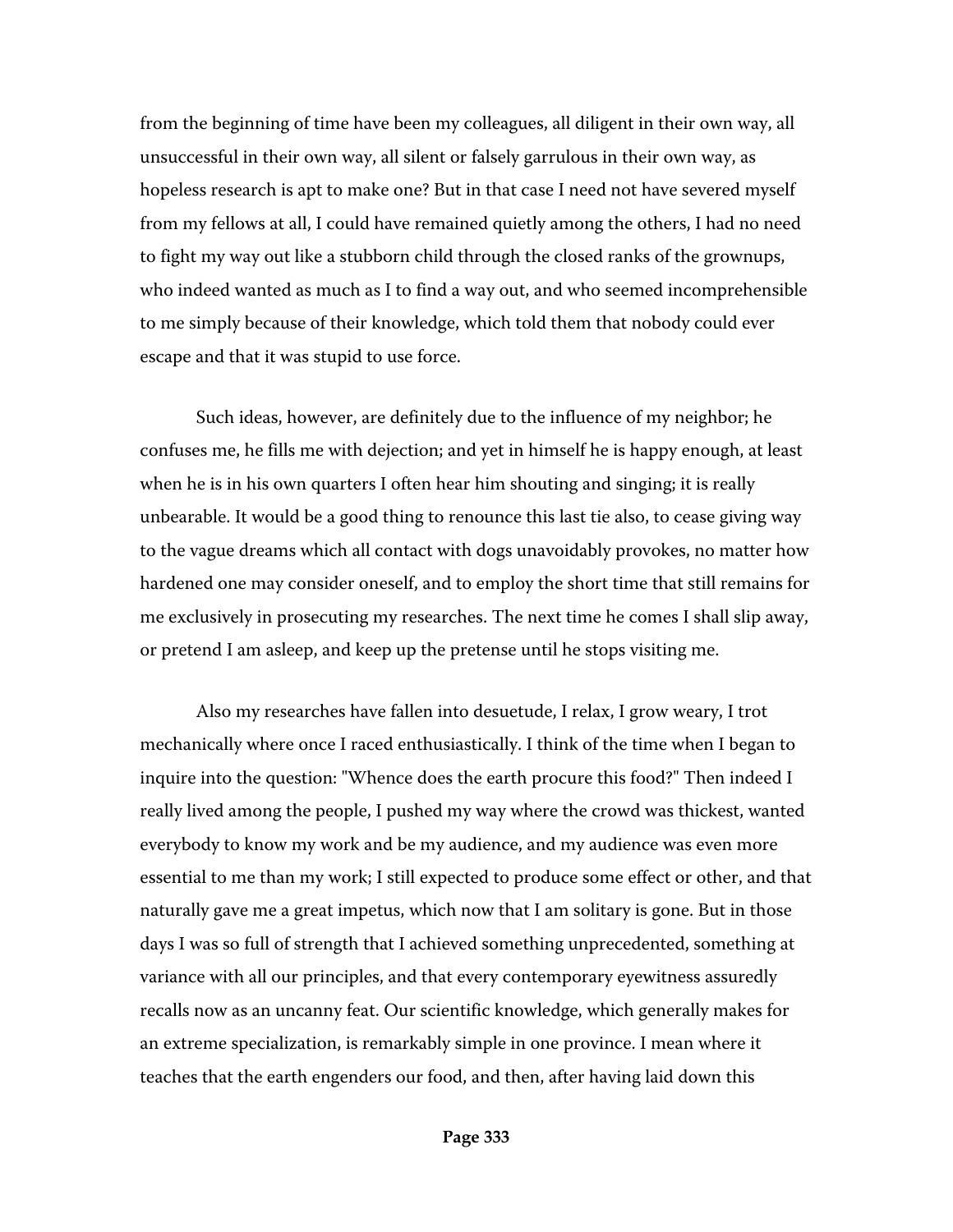from the beginning of time have been my colleagues, all diligent in their own way, all unsuccessful in their own way, all silent or falsely garrulous in their own way, as hopeless research is apt to make one? But in that case I need not have severed myself from my fellows at all, I could have remained quietly among the others, I had no need to fight my way out like a stubborn child through the closed ranks of the grownups, who indeed wanted as much as I to find a way out, and who seemed incomprehensible to me simply because of their knowledge, which told them that nobody could ever escape and that it was stupid to use force.

Such ideas, however, are definitely due to the influence of my neighbor; he confuses me, he fills me with dejection; and yet in himself he is happy enough, at least when he is in his own quarters I often hear him shouting and singing; it is really unbearable. It would be a good thing to renounce this last tie also, to cease giving way to the vague dreams which all contact with dogs unavoidably provokes, no matter how hardened one may consider oneself, and to employ the short time that still remains for me exclusively in prosecuting my researches. The next time he comes I shall slip away, or pretend I am asleep, and keep up the pretense until he stops visiting me.

Also my researches have fallen into desuetude, I relax, I grow weary, I trot mechanically where once I raced enthusiastically. I think of the time when I began to inquire into the question: "Whence does the earth procure this food?" Then indeed I really lived among the people, I pushed my way where the crowd was thickest, wanted everybody to know my work and be my audience, and my audience was even more essential to me than my work; I still expected to produce some effect or other, and that naturally gave me a great impetus, which now that I am solitary is gone. But in those days I was so full of strength that I achieved something unprecedented, something at variance with all our principles, and that every contemporary eyewitness assuredly recalls now as an uncanny feat. Our scientific knowledge, which generally makes for an extreme specialization, is remarkably simple in one province. I mean where it teaches that the earth engenders our food, and then, after having laid down this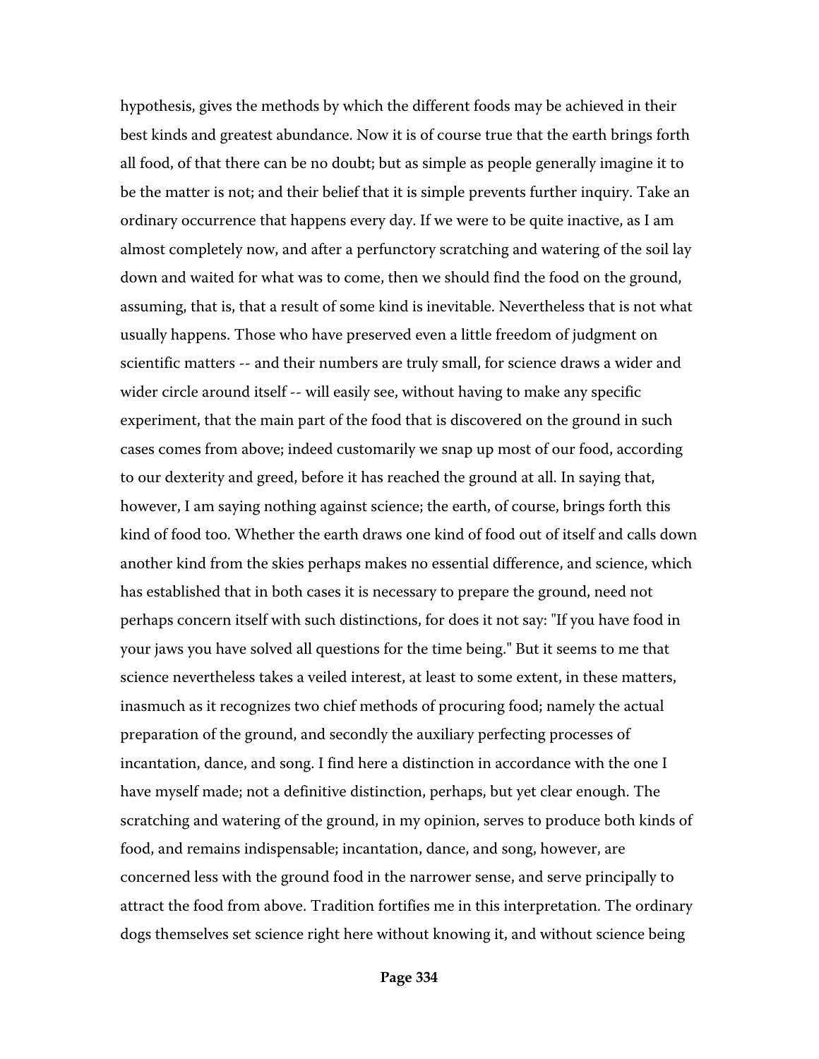hypothesis, gives the methods by which the different foods may be achieved in their best kinds and greatest abundance. Now it is of course true that the earth brings forth all food, of that there can be no doubt; but as simple as people generally imagine it to be the matter is not; and their belief that it is simple prevents further inquiry. Take an ordinary occurrence that happens every day. If we were to be quite inactive, as I am almost completely now, and after a perfunctory scratching and watering of the soil lay down and waited for what was to come, then we should find the food on the ground, assuming, that is, that a result of some kind is inevitable. Nevertheless that is not what usually happens. Those who have preserved even a little freedom of judgment on scientific matters -- and their numbers are truly small, for science draws a wider and wider circle around itself -- will easily see, without having to make any specific experiment, that the main part of the food that is discovered on the ground in such cases comes from above; indeed customarily we snap up most of our food, according to our dexterity and greed, before it has reached the ground at all. In saying that, however, I am saying nothing against science; the earth, of course, brings forth this kind of food too. Whether the earth draws one kind of food out of itself and calls down another kind from the skies perhaps makes no essential difference, and science, which has established that in both cases it is necessary to prepare the ground, need not perhaps concern itself with such distinctions, for does it not say: "If you have food in your jaws you have solved all questions for the time being." But it seems to me that science nevertheless takes a veiled interest, at least to some extent, in these matters, inasmuch as it recognizes two chief methods of procuring food; namely the actual preparation of the ground, and secondly the auxiliary perfecting processes of incantation, dance, and song. I find here a distinction in accordance with the one I have myself made; not a definitive distinction, perhaps, but yet clear enough. The scratching and watering of the ground, in my opinion, serves to produce both kinds of food, and remains indispensable; incantation, dance, and song, however, are concerned less with the ground food in the narrower sense, and serve principally to attract the food from above. Tradition fortifies me in this interpretation. The ordinary dogs themselves set science right here without knowing it, and without science being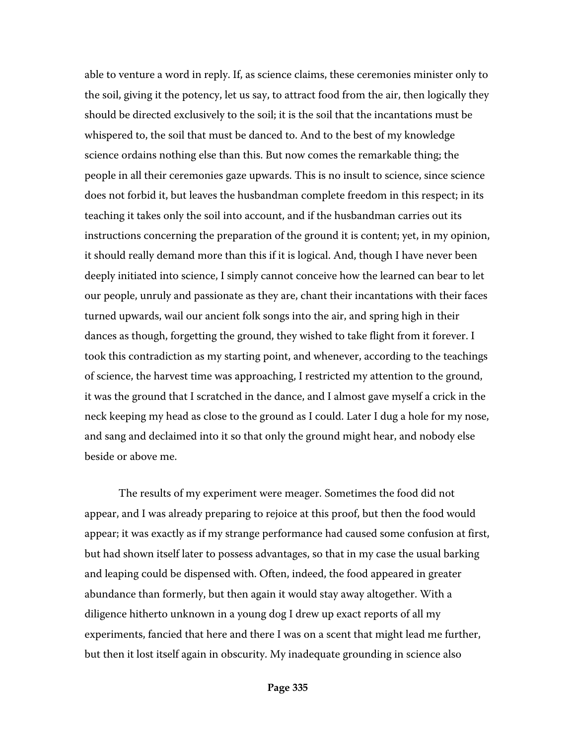able to venture a word in reply. If, as science claims, these ceremonies minister only to the soil, giving it the potency, let us say, to attract food from the air, then logically they should be directed exclusively to the soil; it is the soil that the incantations must be whispered to, the soil that must be danced to. And to the best of my knowledge science ordains nothing else than this. But now comes the remarkable thing; the people in all their ceremonies gaze upwards. This is no insult to science, since science does not forbid it, but leaves the husbandman complete freedom in this respect; in its teaching it takes only the soil into account, and if the husbandman carries out its instructions concerning the preparation of the ground it is content; yet, in my opinion, it should really demand more than this if it is logical. And, though I have never been deeply initiated into science, I simply cannot conceive how the learned can bear to let our people, unruly and passionate as they are, chant their incantations with their faces turned upwards, wail our ancient folk songs into the air, and spring high in their dances as though, forgetting the ground, they wished to take flight from it forever. I took this contradiction as my starting point, and whenever, according to the teachings of science, the harvest time was approaching, I restricted my attention to the ground, it was the ground that I scratched in the dance, and I almost gave myself a crick in the neck keeping my head as close to the ground as I could. Later I dug a hole for my nose, and sang and declaimed into it so that only the ground might hear, and nobody else beside or above me.

The results of my experiment were meager. Sometimes the food did not appear, and I was already preparing to rejoice at this proof, but then the food would appear; it was exactly as if my strange performance had caused some confusion at first, but had shown itself later to possess advantages, so that in my case the usual barking and leaping could be dispensed with. Often, indeed, the food appeared in greater abundance than formerly, but then again it would stay away altogether. With a diligence hitherto unknown in a young dog I drew up exact reports of all my experiments, fancied that here and there I was on a scent that might lead me further, but then it lost itself again in obscurity. My inadequate grounding in science also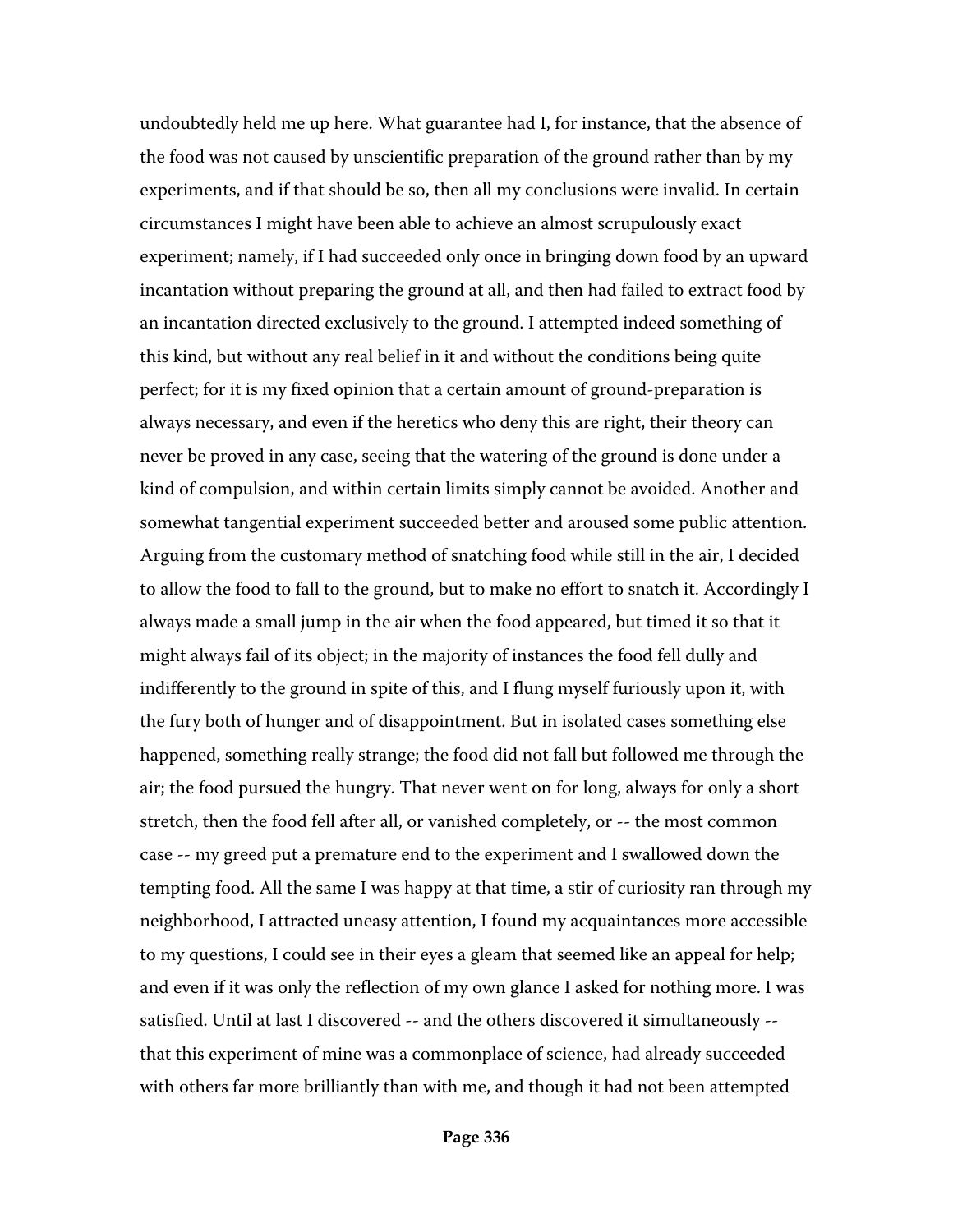undoubtedly held me up here. What guarantee had I, for instance, that the absence of the food was not caused by unscientific preparation of the ground rather than by my experiments, and if that should be so, then all my conclusions were invalid. In certain circumstances I might have been able to achieve an almost scrupulously exact experiment; namely, if I had succeeded only once in bringing down food by an upward incantation without preparing the ground at all, and then had failed to extract food by an incantation directed exclusively to the ground. I attempted indeed something of this kind, but without any real belief in it and without the conditions being quite perfect; for it is my fixed opinion that a certain amount of ground-preparation is always necessary, and even if the heretics who deny this are right, their theory can never be proved in any case, seeing that the watering of the ground is done under a kind of compulsion, and within certain limits simply cannot be avoided. Another and somewhat tangential experiment succeeded better and aroused some public attention. Arguing from the customary method of snatching food while still in the air, I decided to allow the food to fall to the ground, but to make no effort to snatch it. Accordingly I always made a small jump in the air when the food appeared, but timed it so that it might always fail of its object; in the majority of instances the food fell dully and indifferently to the ground in spite of this, and I flung myself furiously upon it, with the fury both of hunger and of disappointment. But in isolated cases something else happened, something really strange; the food did not fall but followed me through the air; the food pursued the hungry. That never went on for long, always for only a short stretch, then the food fell after all, or vanished completely, or -- the most common case -- my greed put a premature end to the experiment and I swallowed down the tempting food. All the same I was happy at that time, a stir of curiosity ran through my neighborhood, I attracted uneasy attention, I found my acquaintances more accessible to my questions, I could see in their eyes a gleam that seemed like an appeal for help; and even if it was only the reflection of my own glance I asked for nothing more. I was satisfied. Until at last I discovered -- and the others discovered it simultaneously -- that this experiment of mine was a commonplace of science, had already succeeded with others far more brilliantly than with me, and though it had not been attempted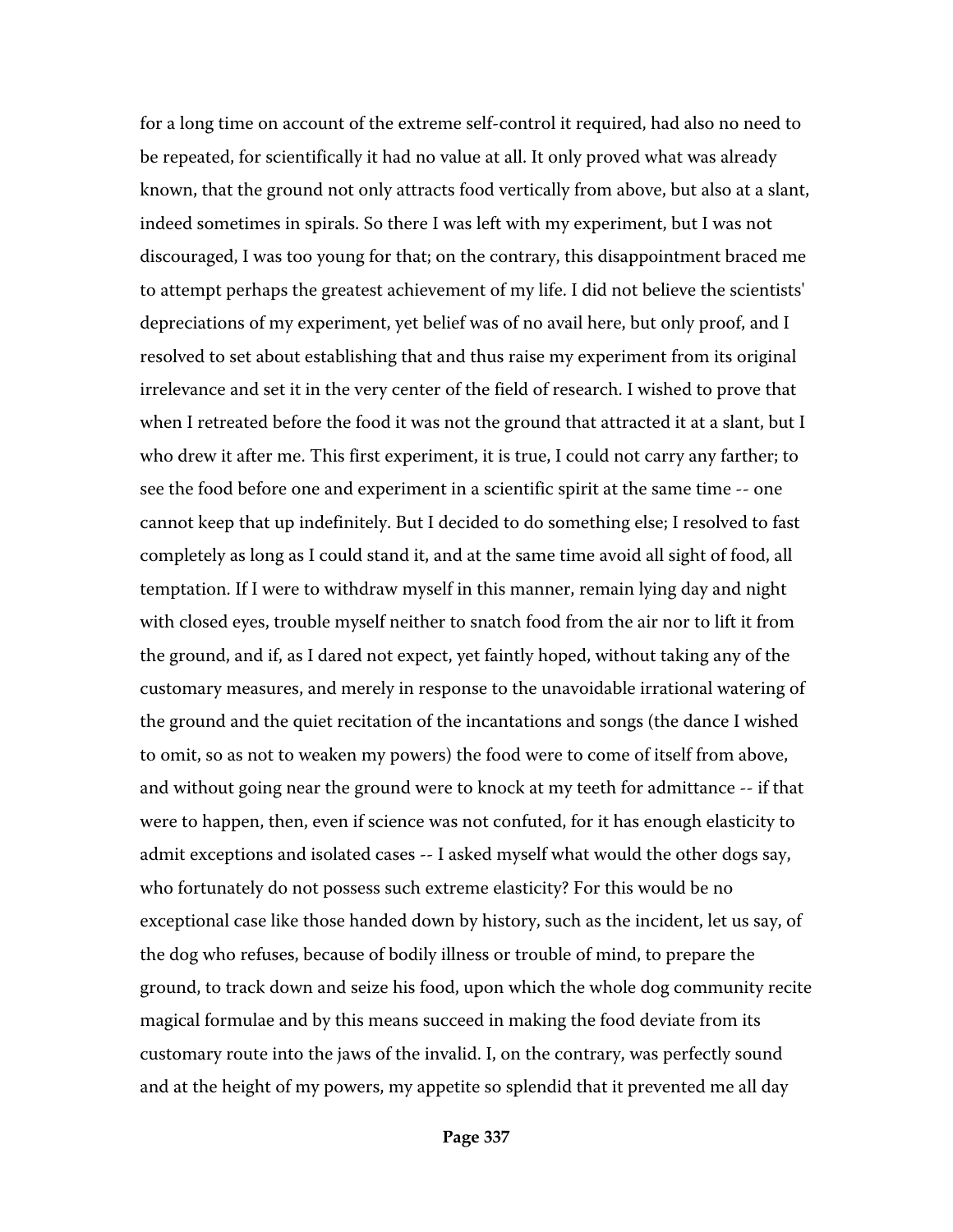for a long time on account of the extreme self-control it required, had also no need to be repeated, for scientifically it had no value at all. It only proved what was already known, that the ground not only attracts food vertically from above, but also at a slant, indeed sometimes in spirals. So there I was left with my experiment, but I was not discouraged, I was too young for that; on the contrary, this disappointment braced me to attempt perhaps the greatest achievement of my life. I did not believe the scientists' depreciations of my experiment, yet belief was of no avail here, but only proof, and I resolved to set about establishing that and thus raise my experiment from its original irrelevance and set it in the very center of the field of research. I wished to prove that when I retreated before the food it was not the ground that attracted it at a slant, but I who drew it after me. This first experiment, it is true, I could not carry any farther; to see the food before one and experiment in a scientific spirit at the same time -- one cannot keep that up indefinitely. But I decided to do something else; I resolved to fast completely as long as I could stand it, and at the same time avoid all sight of food, all temptation. If I were to withdraw myself in this manner, remain lying day and night with closed eyes, trouble myself neither to snatch food from the air nor to lift it from the ground, and if, as I dared not expect, yet faintly hoped, without taking any of the customary measures, and merely in response to the unavoidable irrational watering of the ground and the quiet recitation of the incantations and songs (the dance I wished to omit, so as not to weaken my powers) the food were to come of itself from above, and without going near the ground were to knock at my teeth for admittance -- if that were to happen, then, even if science was not confuted, for it has enough elasticity to admit exceptions and isolated cases -- I asked myself what would the other dogs say, who fortunately do not possess such extreme elasticity? For this would be no exceptional case like those handed down by history, such as the incident, let us say, of the dog who refuses, because of bodily illness or trouble of mind, to prepare the ground, to track down and seize his food, upon which the whole dog community recite magical formulae and by this means succeed in making the food deviate from its customary route into the jaws of the invalid. I, on the contrary, was perfectly sound and at the height of my powers, my appetite so splendid that it prevented me all day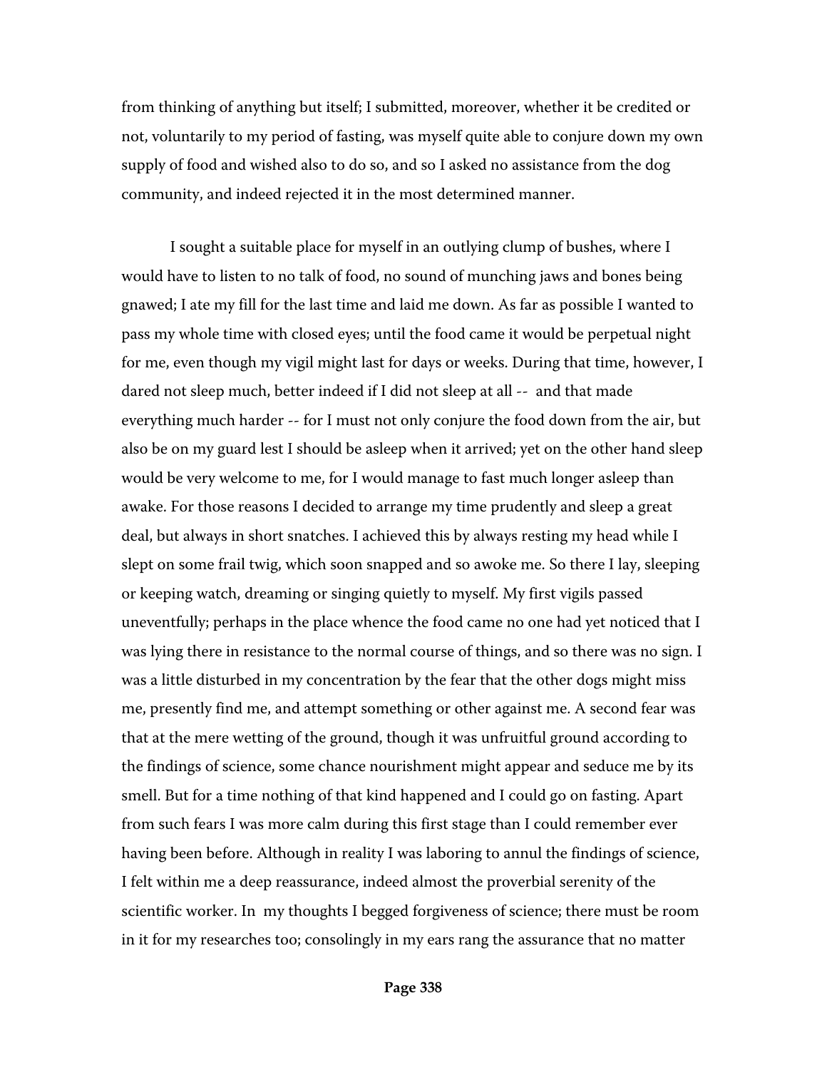from thinking of anything but itself; I submitted, moreover, whether it be credited or not, voluntarily to my period of fasting, was myself quite able to conjure down my own supply of food and wished also to do so, and so I asked no assistance from the dog community, and indeed rejected it in the most determined manner.

I sought a suitable place for myself in an outlying clump of bushes, where I would have to listen to no talk of food, no sound of munching jaws and bones being gnawed; I ate my fill for the last time and laid me down. As far as possible I wanted to pass my whole time with closed eyes; until the food came it would be perpetual night for me, even though my vigil might last for days or weeks. During that time, however, I dared not sleep much, better indeed if I did not sleep at all -- and that made everything much harder -- for I must not only conjure the food down from the air, but also be on my guard lest I should be asleep when it arrived; yet on the other hand sleep would be very welcome to me, for I would manage to fast much longer asleep than awake. For those reasons I decided to arrange my time prudently and sleep a great deal, but always in short snatches. I achieved this by always resting my head while I slept on some frail twig, which soon snapped and so awoke me. So there I lay, sleeping or keeping watch, dreaming or singing quietly to myself. My first vigils passed uneventfully; perhaps in the place whence the food came no one had yet noticed that I was lying there in resistance to the normal course of things, and so there was no sign. I was a little disturbed in my concentration by the fear that the other dogs might miss me, presently find me, and attempt something or other against me. A second fear was that at the mere wetting of the ground, though it was unfruitful ground according to the findings of science, some chance nourishment might appear and seduce me by its smell. But for a time nothing of that kind happened and I could go on fasting. Apart from such fears I was more calm during this first stage than I could remember ever having been before. Although in reality I was laboring to annul the findings of science, I felt within me a deep reassurance, indeed almost the proverbial serenity of the scientific worker. In my thoughts I begged forgiveness of science; there must be room in it for my researches too; consolingly in my ears rang the assurance that no matter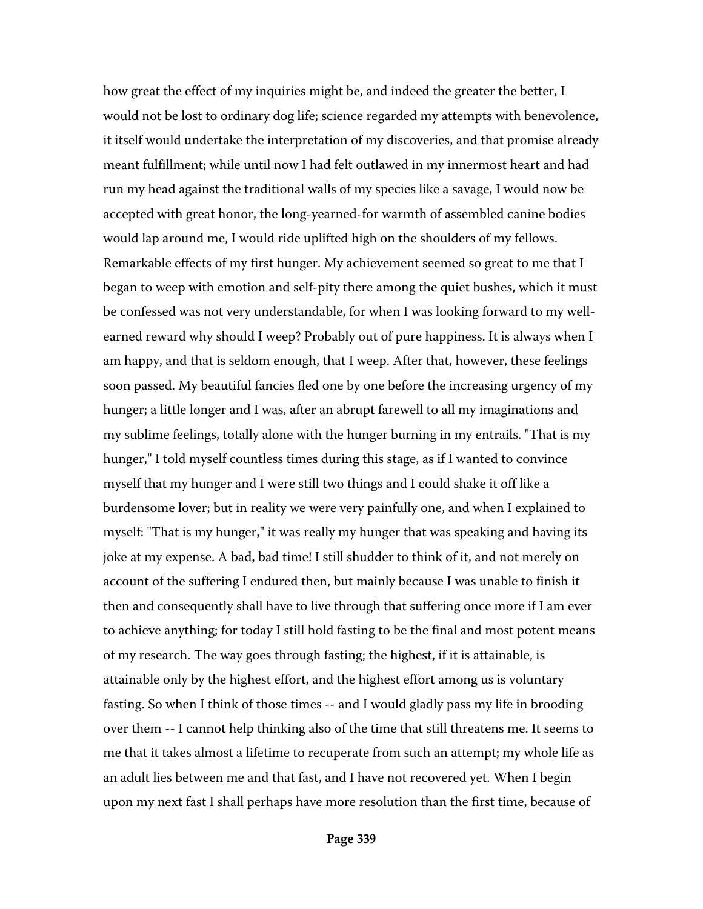how great the effect of my inquiries might be, and indeed the greater the better, I would not be lost to ordinary dog life; science regarded my attempts with benevolence, it itself would undertake the interpretation of my discoveries, and that promise already meant fulfillment; while until now I had felt outlawed in my innermost heart and had run my head against the traditional walls of my species like a savage, I would now be accepted with great honor, the long-yearned-for warmth of assembled canine bodies would lap around me, I would ride uplifted high on the shoulders of my fellows. Remarkable effects of my first hunger. My achievement seemed so great to me that I began to weep with emotion and self-pity there among the quiet bushes, which it must be confessed was not very understandable, for when I was looking forward to my well-earned reward why should I weep? Probably out of pure happiness. It is always when I am happy, and that is seldom enough, that I weep. After that, however, these feelings soon passed. My beautiful fancies fled one by one before the increasing urgency of my hunger; a little longer and I was, after an abrupt farewell to all my imaginations and my sublime feelings, totally alone with the hunger burning in my entrails. "That is my hunger," I told myself countless times during this stage, as if I wanted to convince myself that my hunger and I were still two things and I could shake it off like a burdensome lover; but in reality we were very painfully one, and when I explained to myself: "That is my hunger," it was really my hunger that was speaking and having its joke at my expense. A bad, bad time! I still shudder to think of it, and not merely on account of the suffering I endured then, but mainly because I was unable to finish it then and consequently shall have to live through that suffering once more if I am ever to achieve anything; for today I still hold fasting to be the final and most potent means of my research. The way goes through fasting; the highest, if it is attainable, is attainable only by the highest effort, and the highest effort among us is voluntary fasting. So when I think of those times -- and I would gladly pass my life in brooding over them -- I cannot help thinking also of the time that still threatens me. It seems to me that it takes almost a lifetime to recuperate from such an attempt; my whole life as an adult lies between me and that fast, and I have not recovered yet. When I begin upon my next fast I shall perhaps have more resolution than the first time, because of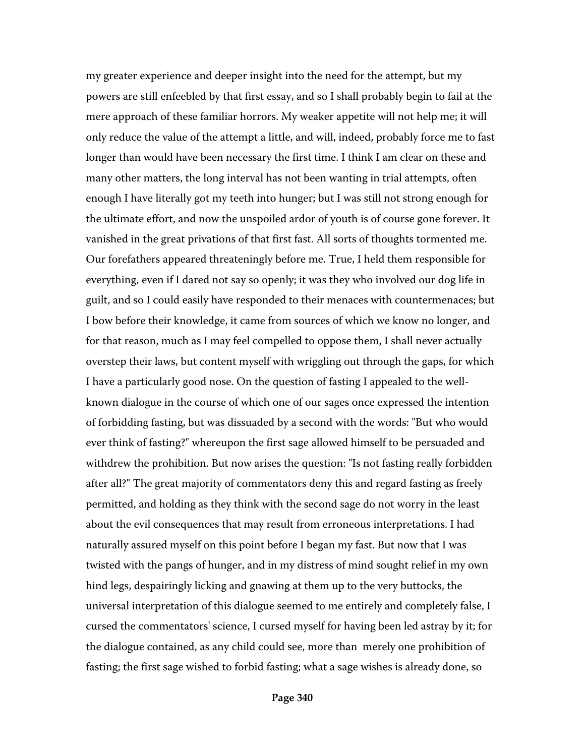my greater experience and deeper insight into the need for the attempt, but my powers are still enfeebled by that first essay, and so I shall probably begin to fail at the mere approach of these familiar horrors. My weaker appetite will not help me; it will only reduce the value of the attempt a little, and will, indeed, probably force me to fast longer than would have been necessary the first time. I think I am clear on these and many other matters, the long interval has not been wanting in trial attempts, often enough I have literally got my teeth into hunger; but I was still not strong enough for the ultimate effort, and now the unspoiled ardor of youth is of course gone forever. It vanished in the great privations of that first fast. All sorts of thoughts tormented me. Our forefathers appeared threateningly before me. True, I held them responsible for everything, even if I dared not say so openly; it was they who involved our dog life in guilt, and so I could easily have responded to their menaces with countermenaces; but I bow before their knowledge, it came from sources of which we know no longer, and for that reason, much as I may feel compelled to oppose them, I shall never actually overstep their laws, but content myself with wriggling out through the gaps, for which I have a particularly good nose. On the question of fasting I appealed to the well-known dialogue in the course of which one of our sages once expressed the intention of forbidding fasting, but was dissuaded by a second with the words: "But who would ever think of fasting?" whereupon the first sage allowed himself to be persuaded and withdrew the prohibition. But now arises the question: "Is not fasting really forbidden after all?" The great majority of commentators deny this and regard fasting as freely permitted, and holding as they think with the second sage do not worry in the least about the evil consequences that may result from erroneous interpretations. I had naturally assured myself on this point before I began my fast. But now that I was twisted with the pangs of hunger, and in my distress of mind sought relief in my own hind legs, despairingly licking and gnawing at them up to the very buttocks, the universal interpretation of this dialogue seemed to me entirely and completely false, I cursed the commentators' science, I cursed myself for having been led astray by it; for the dialogue contained, as any child could see, more than merely one prohibition of fasting; the first sage wished to forbid fasting; what a sage wishes is already done, so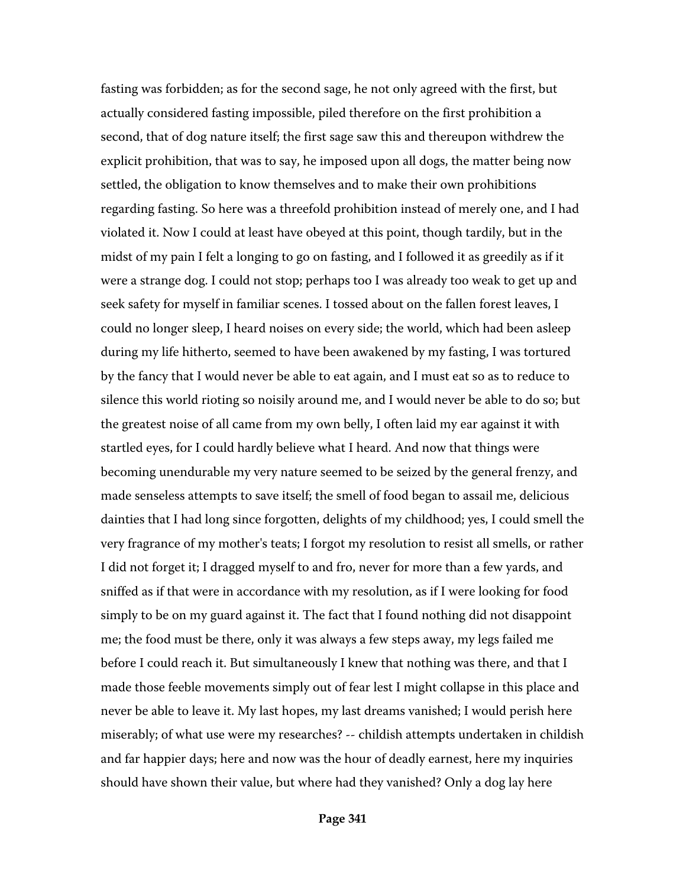fasting was forbidden; as for the second sage, he not only agreed with the first, but actually considered fasting impossible, piled therefore on the first prohibition a second, that of dog nature itself; the first sage saw this and thereupon withdrew the explicit prohibition, that was to say, he imposed upon all dogs, the matter being now settled, the obligation to know themselves and to make their own prohibitions regarding fasting. So here was a threefold prohibition instead of merely one, and I had violated it. Now I could at least have obeyed at this point, though tardily, but in the midst of my pain I felt a longing to go on fasting, and I followed it as greedily as if it were a strange dog. I could not stop; perhaps too I was already too weak to get up and seek safety for myself in familiar scenes. I tossed about on the fallen forest leaves, I could no longer sleep, I heard noises on every side; the world, which had been asleep during my life hitherto, seemed to have been awakened by my fasting, I was tortured by the fancy that I would never be able to eat again, and I must eat so as to reduce to silence this world rioting so noisily around me, and I would never be able to do so; but the greatest noise of all came from my own belly, I often laid my ear against it with startled eyes, for I could hardly believe what I heard. And now that things were becoming unendurable my very nature seemed to be seized by the general frenzy, and made senseless attempts to save itself; the smell of food began to assail me, delicious dainties that I had long since forgotten, delights of my childhood; yes, I could smell the very fragrance of my mother's teats; I forgot my resolution to resist all smells, or rather I did not forget it; I dragged myself to and fro, never for more than a few yards, and sniffed as if that were in accordance with my resolution, as if I were looking for food simply to be on my guard against it. The fact that I found nothing did not disappoint me; the food must be there, only it was always a few steps away, my legs failed me before I could reach it. But simultaneously I knew that nothing was there, and that I made those feeble movements simply out of fear lest I might collapse in this place and never be able to leave it. My last hopes, my last dreams vanished; I would perish here miserably; of what use were my researches? -- childish attempts undertaken in childish and far happier days; here and now was the hour of deadly earnest, here my inquiries should have shown their value, but where had they vanished? Only a dog lay here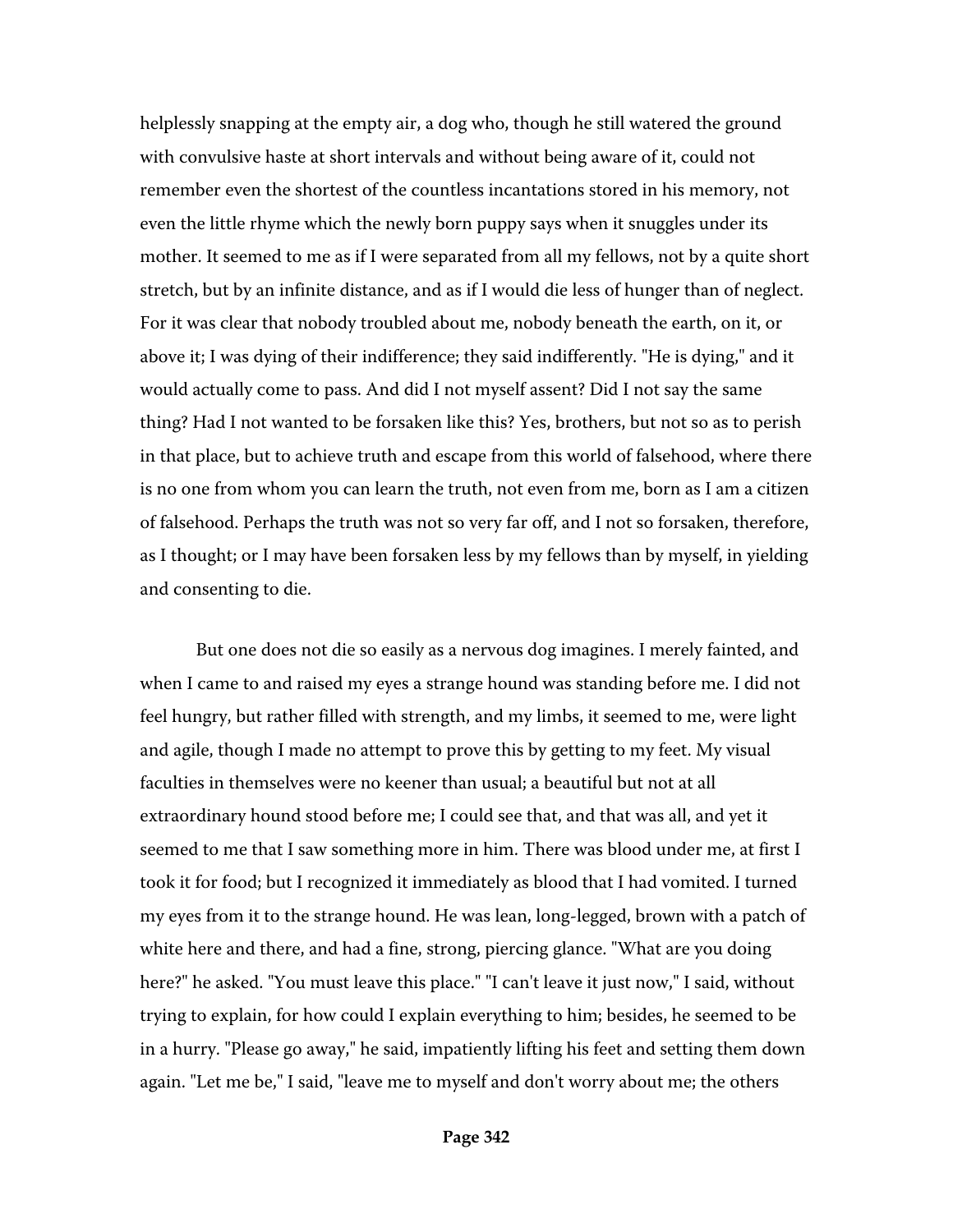helplessly snapping at the empty air, a dog who, though he still watered the ground with convulsive haste at short intervals and without being aware of it, could not remember even the shortest of the countless incantations stored in his memory, not even the little rhyme which the newly born puppy says when it snuggles under its mother. It seemed to me as if I were separated from all my fellows, not by a quite short stretch, but by an infinite distance, and as if I would die less of hunger than of neglect. For it was clear that nobody troubled about me, nobody beneath the earth, on it, or above it; I was dying of their indifference; they said indifferently. "He is dying," and it would actually come to pass. And did I not myself assent? Did I not say the same thing? Had I not wanted to be forsaken like this? Yes, brothers, but not so as to perish in that place, but to achieve truth and escape from this world of falsehood, where there is no one from whom you can learn the truth, not even from me, born as I am a citizen of falsehood. Perhaps the truth was not so very far off, and I not so forsaken, therefore, as I thought; or I may have been forsaken less by my fellows than by myself, in yielding and consenting to die.

But one does not die so easily as a nervous dog imagines. I merely fainted, and when I came to and raised my eyes a strange hound was standing before me. I did not feel hungry, but rather filled with strength, and my limbs, it seemed to me, were light and agile, though I made no attempt to prove this by getting to my feet. My visual faculties in themselves were no keener than usual; a beautiful but not at all extraordinary hound stood before me; I could see that, and that was all, and yet it seemed to me that I saw something more in him. There was blood under me, at first I took it for food; but I recognized it immediately as blood that I had vomited. I turned my eyes from it to the strange hound. He was lean, long-legged, brown with a patch of white here and there, and had a fine, strong, piercing glance. "What are you doing here?" he asked. "You must leave this place." "I can't leave it just now," I said, without trying to explain, for how could I explain everything to him; besides, he seemed to be in a hurry. "Please go away," he said, impatiently lifting his feet and setting them down again. "Let me be," I said, "leave me to myself and don't worry about me; the others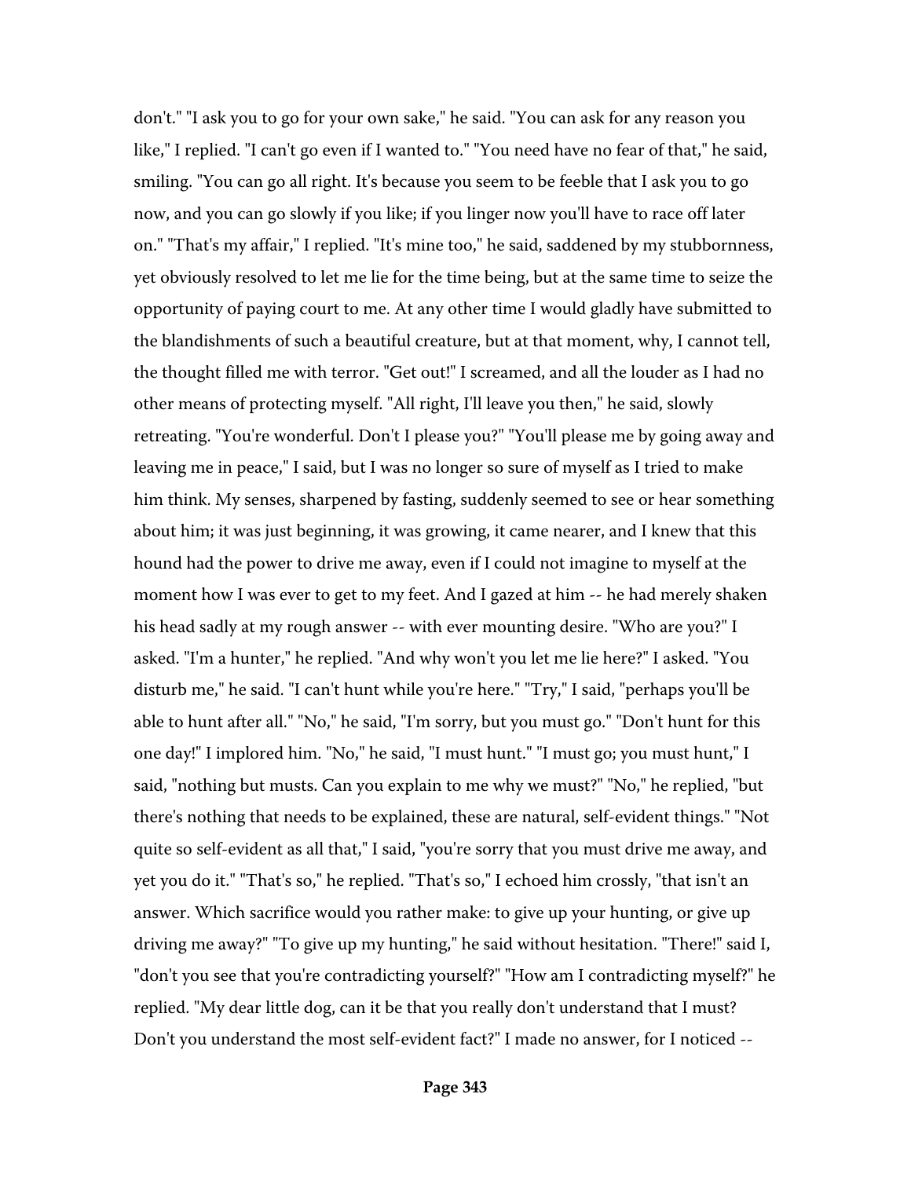don't." "I ask you to go for your own sake," he said. "You can ask for any reason you like," I replied. "I can't go even if I wanted to." "You need have no fear of that," he said, smiling. "You can go all right. It's because you seem to be feeble that I ask you to go now, and you can go slowly if you like; if you linger now you'll have to race off later on." "That's my affair," I replied. "It's mine too," he said, saddened by my stubbornness, yet obviously resolved to let me lie for the time being, but at the same time to seize the opportunity of paying court to me. At any other time I would gladly have submitted to the blandishments of such a beautiful creature, but at that moment, why, I cannot tell, the thought filled me with terror. "Get out!" I screamed, and all the louder as I had no other means of protecting myself. "All right, I'll leave you then," he said, slowly retreating. "You're wonderful. Don't I please you?" "You'll please me by going away and leaving me in peace," I said, but I was no longer so sure of myself as I tried to make him think. My senses, sharpened by fasting, suddenly seemed to see or hear something about him; it was just beginning, it was growing, it came nearer, and I knew that this hound had the power to drive me away, even if I could not imagine to myself at the moment how I was ever to get to my feet. And I gazed at him -- he had merely shaken his head sadly at my rough answer -- with ever mounting desire. "Who are you?" I asked. "I'm a hunter," he replied. "And why won't you let me lie here?" I asked. "You disturb me," he said. "I can't hunt while you're here." "Try," I said, "perhaps you'll be able to hunt after all." "No," he said, "I'm sorry, but you must go." "Don't hunt for this one day!" I implored him. "No," he said, "I must hunt." "I must go; you must hunt," I said, "nothing but musts. Can you explain to me why we must?" "No," he replied, "but there's nothing that needs to be explained, these are natural, self-evident things." "Not quite so self-evident as all that," I said, "you're sorry that you must drive me away, and yet you do it." "That's so," he replied. "That's so," I echoed him crossly, "that isn't an answer. Which sacrifice would you rather make: to give up your hunting, or give up driving me away?" "To give up my hunting," he said without hesitation. "There!" said I, "don't you see that you're contradicting yourself?" "How am I contradicting myself?" he replied. "My dear little dog, can it be that you really don't understand that I must? Don't you understand the most self-evident fact?" I made no answer, for I noticed --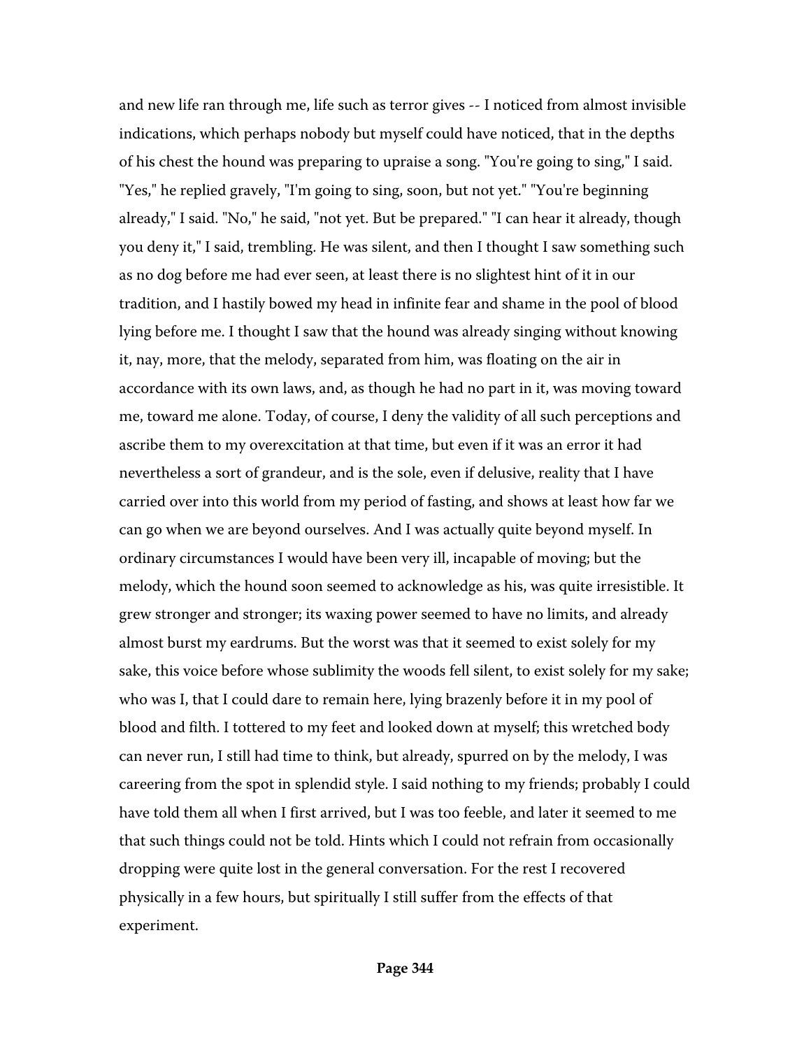and new life ran through me, life such as terror gives -- I noticed from almost invisible indications, which perhaps nobody but myself could have noticed, that in the depths of his chest the hound was preparing to upraise a song. "You're going to sing," I said. "Yes," he replied gravely, "I'm going to sing, soon, but not yet." "You're beginning already," I said. "No," he said, "not yet. But be prepared." "I can hear it already, though you deny it," I said, trembling. He was silent, and then I thought I saw something such as no dog before me had ever seen, at least there is no slightest hint of it in our tradition, and I hastily bowed my head in infinite fear and shame in the pool of blood lying before me. I thought I saw that the hound was already singing without knowing it, nay, more, that the melody, separated from him, was floating on the air in accordance with its own laws, and, as though he had no part in it, was moving toward me, toward me alone. Today, of course, I deny the validity of all such perceptions and ascribe them to my overexcitation at that time, but even if it was an error it had nevertheless a sort of grandeur, and is the sole, even if delusive, reality that I have carried over into this world from my period of fasting, and shows at least how far we can go when we are beyond ourselves. And I was actually quite beyond myself. In ordinary circumstances I would have been very ill, incapable of moving; but the melody, which the hound soon seemed to acknowledge as his, was quite irresistible. It grew stronger and stronger; its waxing power seemed to have no limits, and already almost burst my eardrums. But the worst was that it seemed to exist solely for my sake, this voice before whose sublimity the woods fell silent, to exist solely for my sake; who was I, that I could dare to remain here, lying brazenly before it in my pool of blood and filth. I tottered to my feet and looked down at myself; this wretched body can never run, I still had time to think, but already, spurred on by the melody, I was careering from the spot in splendid style. I said nothing to my friends; probably I could have told them all when I first arrived, but I was too feeble, and later it seemed to me that such things could not be told. Hints which I could not refrain from occasionally dropping were quite lost in the general conversation. For the rest I recovered physically in a few hours, but spiritually I still suffer from the effects of that experiment.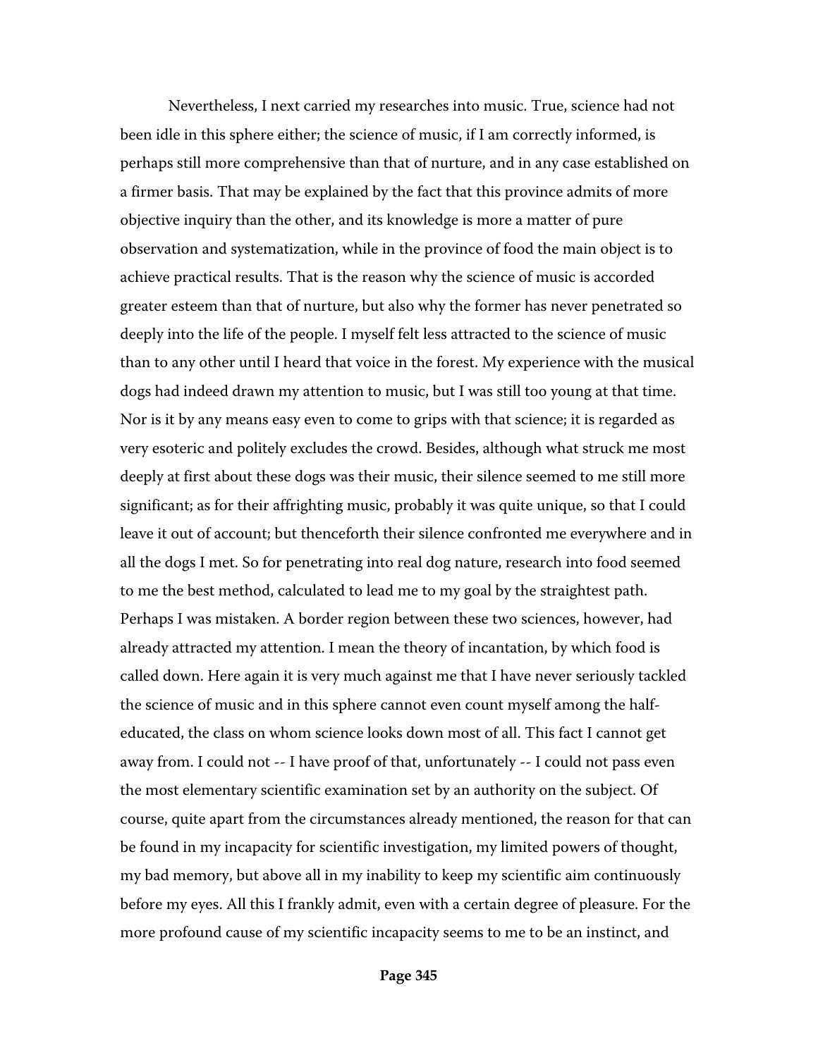Nevertheless, I next carried my researches into music. True, science had not been idle in this sphere either; the science of music, if I am correctly informed, is perhaps still more comprehensive than that of nurture, and in any case established on a firmer basis. That may be explained by the fact that this province admits of more objective inquiry than the other, and its knowledge is more a matter of pure observation and systematization, while in the province of food the main object is to achieve practical results. That is the reason why the science of music is accorded greater esteem than that of nurture, but also why the former has never penetrated so deeply into the life of the people. I myself felt less attracted to the science of music than to any other until I heard that voice in the forest. My experience with the musical dogs had indeed drawn my attention to music, but I was still too young at that time. Nor is it by any means easy even to come to grips with that science; it is regarded as very esoteric and politely excludes the crowd. Besides, although what struck me most deeply at first about these dogs was their music, their silence seemed to me still more significant; as for their affrighting music, probably it was quite unique, so that I could leave it out of account; but thenceforth their silence confronted me everywhere and in all the dogs I met. So for penetrating into real dog nature, research into food seemed to me the best method, calculated to lead me to my goal by the straightest path. Perhaps I was mistaken. A border region between these two sciences, however, had already attracted my attention. I mean the theory of incantation, by which food is called down. Here again it is very much against me that I have never seriously tackled the science of music and in this sphere cannot even count myself among the half-educated, the class on whom science looks down most of all. This fact I cannot get away from. I could not -- I have proof of that, unfortunately -- I could not pass even the most elementary scientific examination set by an authority on the subject. Of course, quite apart from the circumstances already mentioned, the reason for that can be found in my incapacity for scientific investigation, my limited powers of thought, my bad memory, but above all in my inability to keep my scientific aim continuously before my eyes. All this I frankly admit, even with a certain degree of pleasure. For the more profound cause of my scientific incapacity seems to me to be an instinct, and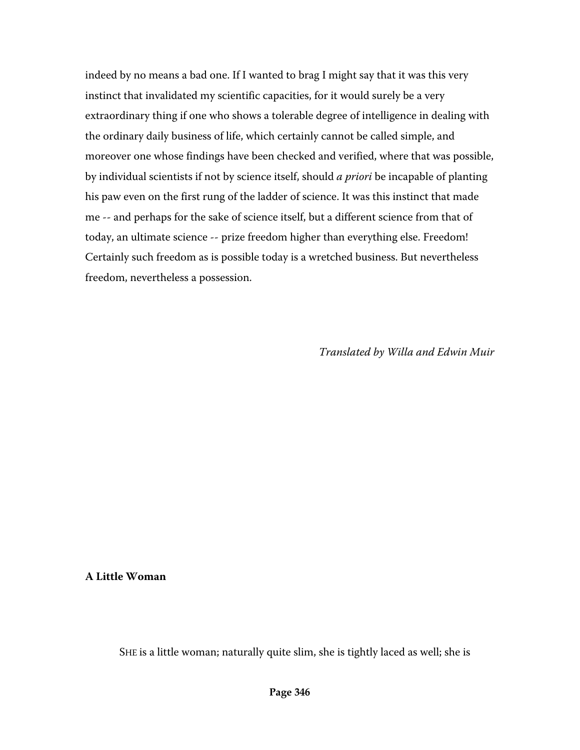indeed by no means a bad one. If I wanted to brag I might say that it was this very instinct that invalidated my scientific capacities, for it would surely be a very extraordinary thing if one who shows a tolerable degree of intelligence in dealing with the ordinary daily business of life, which certainly cannot be called simple, and moreover one whose findings have been checked and verified, where that was possible, by individual scientists if not by science itself, should *a priori* be incapable of planting his paw even on the first rung of the ladder of science. It was this instinct that made me -- and perhaps for the sake of science itself, but a different science from that of today, an ultimate science -- prize freedom higher than everything else. Freedom! Certainly such freedom as is possible today is a wretched business. But nevertheless freedom, nevertheless a possession.

*Translated by Willa and Edwin Muir*

**A Little Woman**

SHE is a little woman; naturally quite slim, she is tightly laced as well; she is